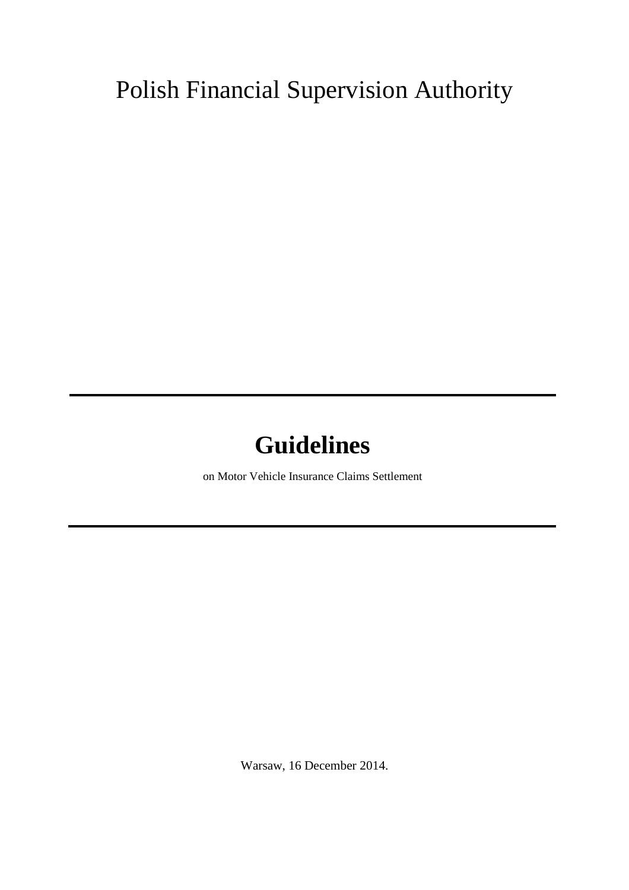Polish Financial Supervision Authority

---

# Guidelines

on Motor Vehicle Insurance Claims Settlement

---

Warsaw, 16 December 2014.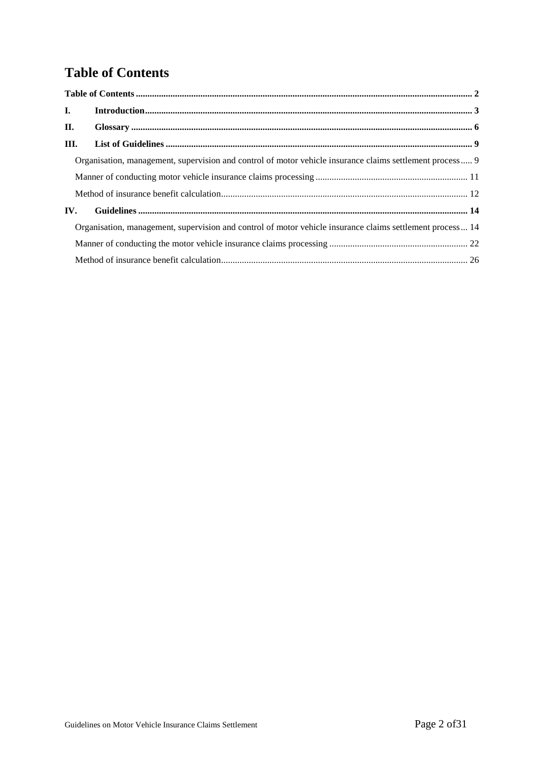# Table of Contents

| | | |
|---|---|---|
| **Table of Contents** | | **2** |
| **I.** | **Introduction** | **3** |
| **II.** | **Glossary** | **6** |
| **III.** | **List of Guidelines** | **9** |
| | Organisation, management, supervision and control of motor vehicle insurance claims settlement process | 9 |
| | Manner of conducting motor vehicle insurance claims processing | 11 |
| | Method of insurance benefit calculation | 12 |
| **IV.** | **Guidelines** | **14** |
| | Organisation, management, supervision and control of motor vehicle insurance claims settlement process | 14 |
| | Manner of conducting the motor vehicle insurance claims processing | 22 |
| | Method of insurance benefit calculation | 26 |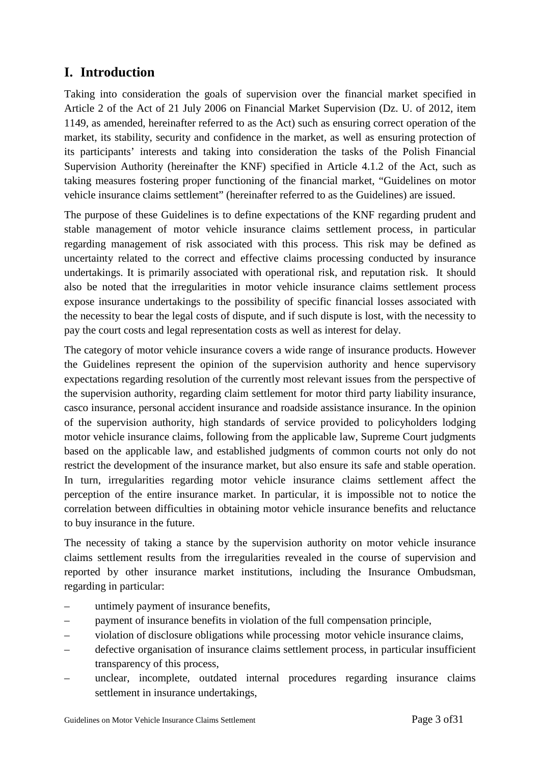# I. Introduction

Taking into consideration the goals of supervision over the financial market specified in Article 2 of the Act of 21 July 2006 on Financial Market Supervision (Dz. U. of 2012, item 1149, as amended, hereinafter referred to as the Act) such as ensuring correct operation of the market, its stability, security and confidence in the market, as well as ensuring protection of its participants' interests and taking into consideration the tasks of the Polish Financial Supervision Authority (hereinafter the KNF) specified in Article 4.1.2 of the Act, such as taking measures fostering proper functioning of the financial market, "Guidelines on motor vehicle insurance claims settlement" (hereinafter referred to as the Guidelines) are issued.

The purpose of these Guidelines is to define expectations of the KNF regarding prudent and stable management of motor vehicle insurance claims settlement process, in particular regarding management of risk associated with this process. This risk may be defined as uncertainty related to the correct and effective claims processing conducted by insurance undertakings. It is primarily associated with operational risk, and reputation risk. It should also be noted that the irregularities in motor vehicle insurance claims settlement process expose insurance undertakings to the possibility of specific financial losses associated with the necessity to bear the legal costs of dispute, and if such dispute is lost, with the necessity to pay the court costs and legal representation costs as well as interest for delay.

The category of motor vehicle insurance covers a wide range of insurance products. However the Guidelines represent the opinion of the supervision authority and hence supervisory expectations regarding resolution of the currently most relevant issues from the perspective of the supervision authority, regarding claim settlement for motor third party liability insurance, casco insurance, personal accident insurance and roadside assistance insurance. In the opinion of the supervision authority, high standards of service provided to policyholders lodging motor vehicle insurance claims, following from the applicable law, Supreme Court judgments based on the applicable law, and established judgments of common courts not only do not restrict the development of the insurance market, but also ensure its safe and stable operation. In turn, irregularities regarding motor vehicle insurance claims settlement affect the perception of the entire insurance market. In particular, it is impossible not to notice the correlation between difficulties in obtaining motor vehicle insurance benefits and reluctance to buy insurance in the future.

The necessity of taking a stance by the supervision authority on motor vehicle insurance claims settlement results from the irregularities revealed in the course of supervision and reported by other insurance market institutions, including the Insurance Ombudsman, regarding in particular:

- untimely payment of insurance benefits,
- payment of insurance benefits in violation of the full compensation principle,
- violation of disclosure obligations while processing motor vehicle insurance claims,
- defective organisation of insurance claims settlement process, in particular insufficient transparency of this process,
- unclear, incomplete, outdated internal procedures regarding insurance claims settlement in insurance undertakings,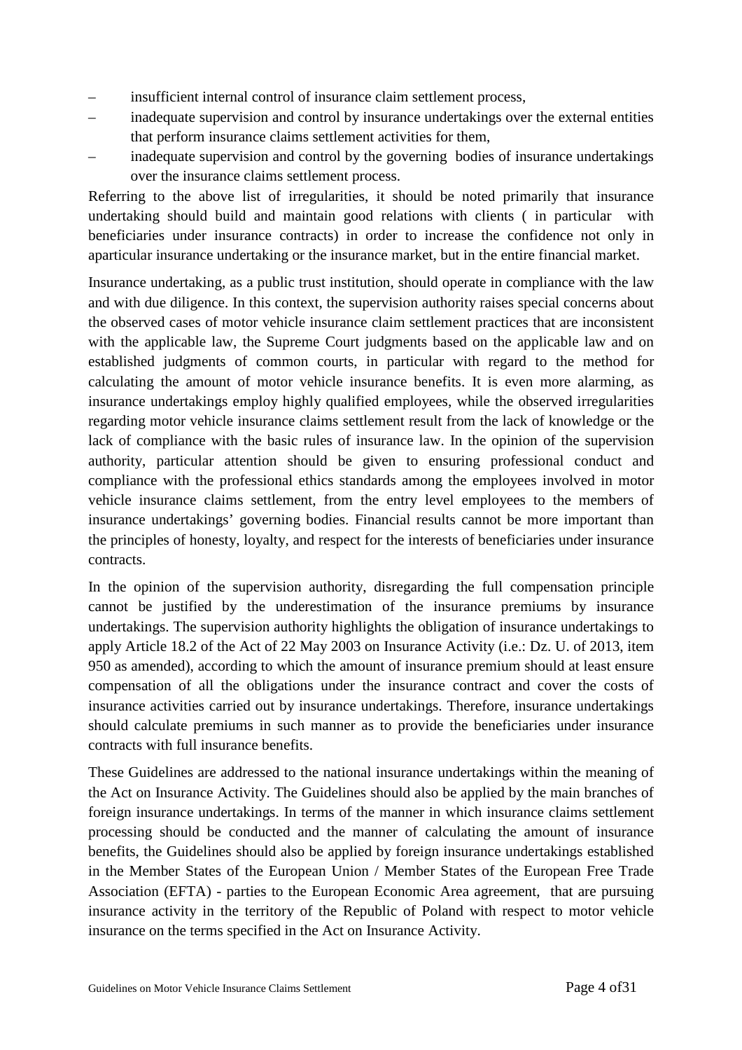- insufficient internal control of insurance claim settlement process,
- inadequate supervision and control by insurance undertakings over the external entities that perform insurance claims settlement activities for them,
- inadequate supervision and control by the governing bodies of insurance undertakings over the insurance claims settlement process.

Referring to the above list of irregularities, it should be noted primarily that insurance undertaking should build and maintain good relations with clients ( in particular with beneficiaries under insurance contracts) in order to increase the confidence not only in aparticular insurance undertaking or the insurance market, but in the entire financial market.

Insurance undertaking, as a public trust institution, should operate in compliance with the law and with due diligence. In this context, the supervision authority raises special concerns about the observed cases of motor vehicle insurance claim settlement practices that are inconsistent with the applicable law, the Supreme Court judgments based on the applicable law and on established judgments of common courts, in particular with regard to the method for calculating the amount of motor vehicle insurance benefits. It is even more alarming, as insurance undertakings employ highly qualified employees, while the observed irregularities regarding motor vehicle insurance claims settlement result from the lack of knowledge or the lack of compliance with the basic rules of insurance law. In the opinion of the supervision authority, particular attention should be given to ensuring professional conduct and compliance with the professional ethics standards among the employees involved in motor vehicle insurance claims settlement, from the entry level employees to the members of insurance undertakings' governing bodies. Financial results cannot be more important than the principles of honesty, loyalty, and respect for the interests of beneficiaries under insurance contracts.

In the opinion of the supervision authority, disregarding the full compensation principle cannot be justified by the underestimation of the insurance premiums by insurance undertakings. The supervision authority highlights the obligation of insurance undertakings to apply Article 18.2 of the Act of 22 May 2003 on Insurance Activity (i.e.: Dz. U. of 2013, item 950 as amended), according to which the amount of insurance premium should at least ensure compensation of all the obligations under the insurance contract and cover the costs of insurance activities carried out by insurance undertakings. Therefore, insurance undertakings should calculate premiums in such manner as to provide the beneficiaries under insurance contracts with full insurance benefits.

These Guidelines are addressed to the national insurance undertakings within the meaning of the Act on Insurance Activity. The Guidelines should also be applied by the main branches of foreign insurance undertakings. In terms of the manner in which insurance claims settlement processing should be conducted and the manner of calculating the amount of insurance benefits, the Guidelines should also be applied by foreign insurance undertakings established in the Member States of the European Union / Member States of the European Free Trade Association (EFTA) - parties to the European Economic Area agreement, that are pursuing insurance activity in the territory of the Republic of Poland with respect to motor vehicle insurance on the terms specified in the Act on Insurance Activity.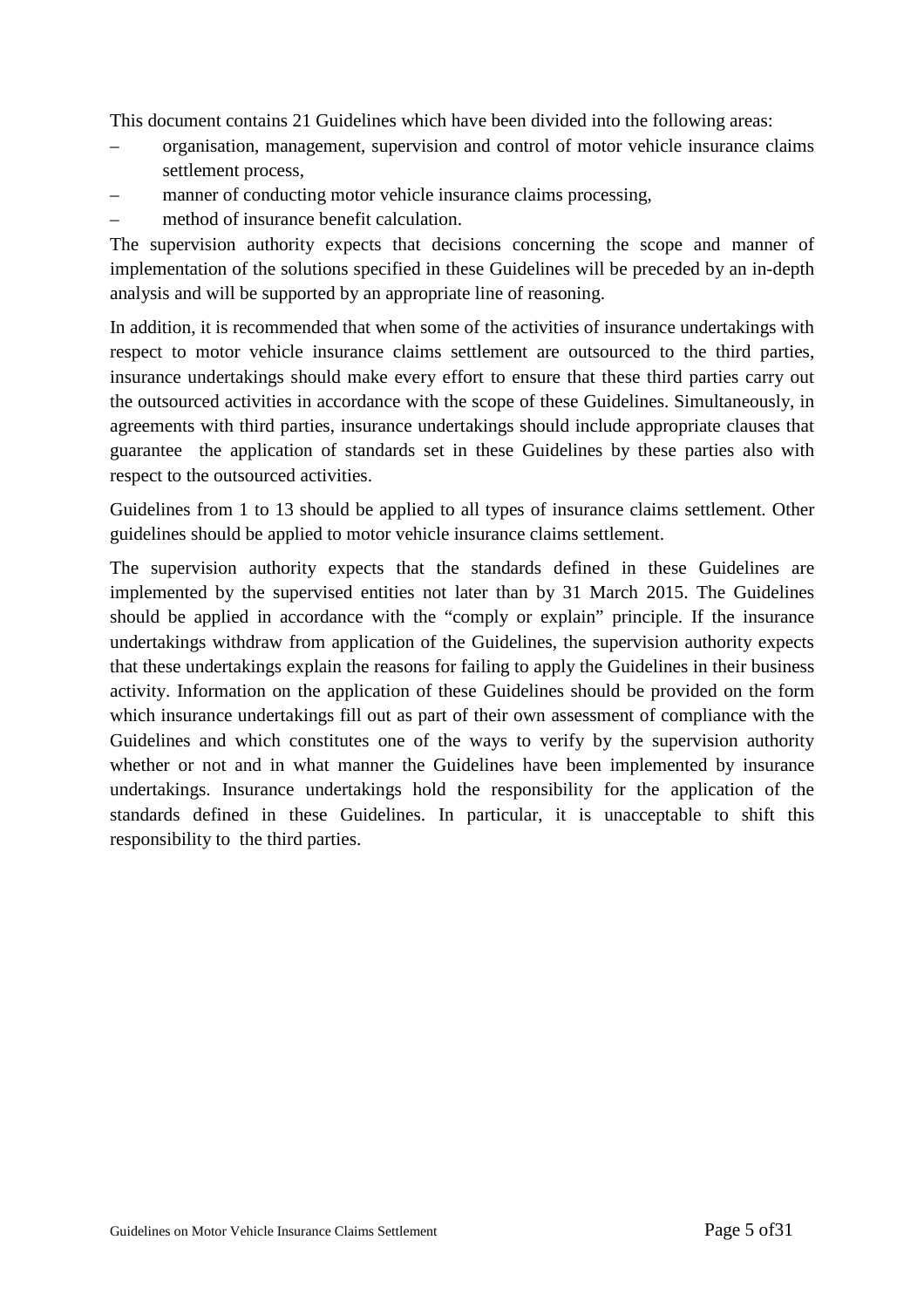This document contains 21 Guidelines which have been divided into the following areas:

- organisation, management, supervision and control of motor vehicle insurance claims settlement process,
- manner of conducting motor vehicle insurance claims processing,
- method of insurance benefit calculation.

The supervision authority expects that decisions concerning the scope and manner of implementation of the solutions specified in these Guidelines will be preceded by an in-depth analysis and will be supported by an appropriate line of reasoning.

In addition, it is recommended that when some of the activities of insurance undertakings with respect to motor vehicle insurance claims settlement are outsourced to the third parties, insurance undertakings should make every effort to ensure that these third parties carry out the outsourced activities in accordance with the scope of these Guidelines. Simultaneously, in agreements with third parties, insurance undertakings should include appropriate clauses that guarantee the application of standards set in these Guidelines by these parties also with respect to the outsourced activities.

Guidelines from 1 to 13 should be applied to all types of insurance claims settlement. Other guidelines should be applied to motor vehicle insurance claims settlement.

The supervision authority expects that the standards defined in these Guidelines are implemented by the supervised entities not later than by 31 March 2015. The Guidelines should be applied in accordance with the "comply or explain" principle. If the insurance undertakings withdraw from application of the Guidelines, the supervision authority expects that these undertakings explain the reasons for failing to apply the Guidelines in their business activity. Information on the application of these Guidelines should be provided on the form which insurance undertakings fill out as part of their own assessment of compliance with the Guidelines and which constitutes one of the ways to verify by the supervision authority whether or not and in what manner the Guidelines have been implemented by insurance undertakings. Insurance undertakings hold the responsibility for the application of the standards defined in these Guidelines. In particular, it is unacceptable to shift this responsibility to the third parties.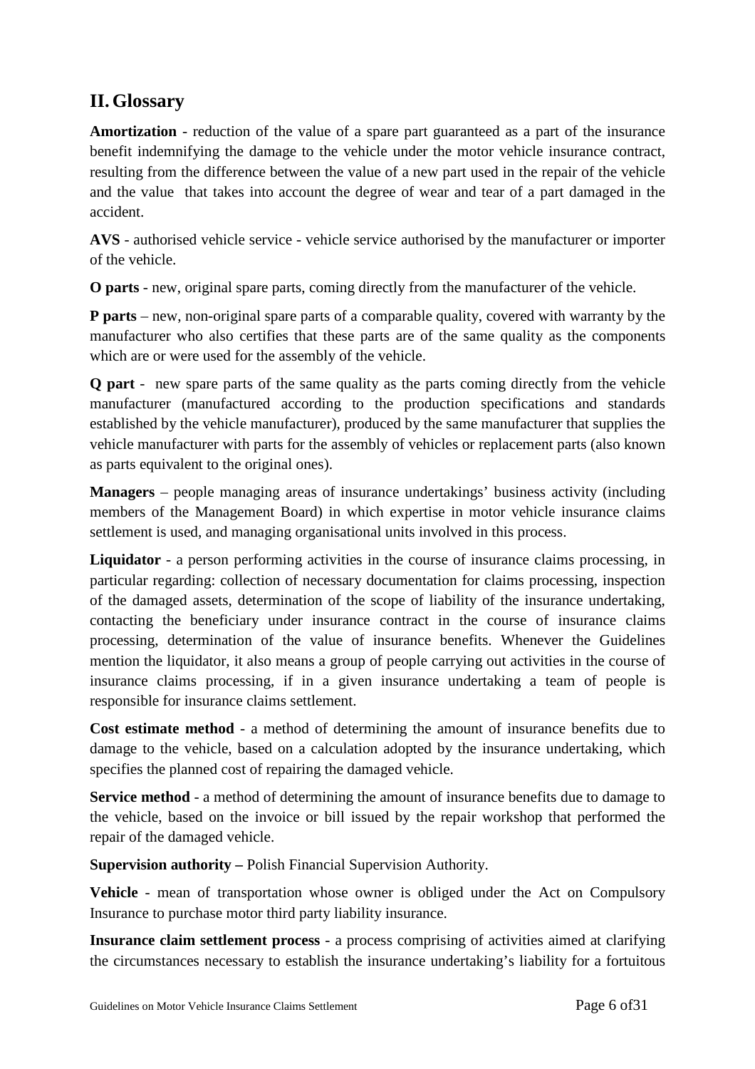## II. Glossary

**Amortization** - reduction of the value of a spare part guaranteed as a part of the insurance benefit indemnifying the damage to the vehicle under the motor vehicle insurance contract, resulting from the difference between the value of a new part used in the repair of the vehicle and the value that takes into account the degree of wear and tear of a part damaged in the accident.

**AVS** - authorised vehicle service - vehicle service authorised by the manufacturer or importer of the vehicle.

**O parts** - new, original spare parts, coming directly from the manufacturer of the vehicle.

**P parts** – new, non-original spare parts of a comparable quality, covered with warranty by the manufacturer who also certifies that these parts are of the same quality as the components which are or were used for the assembly of the vehicle.

**Q part** - new spare parts of the same quality as the parts coming directly from the vehicle manufacturer (manufactured according to the production specifications and standards established by the vehicle manufacturer), produced by the same manufacturer that supplies the vehicle manufacturer with parts for the assembly of vehicles or replacement parts (also known as parts equivalent to the original ones).

**Managers** – people managing areas of insurance undertakings' business activity (including members of the Management Board) in which expertise in motor vehicle insurance claims settlement is used, and managing organisational units involved in this process.

**Liquidator** - a person performing activities in the course of insurance claims processing, in particular regarding: collection of necessary documentation for claims processing, inspection of the damaged assets, determination of the scope of liability of the insurance undertaking, contacting the beneficiary under insurance contract in the course of insurance claims processing, determination of the value of insurance benefits. Whenever the Guidelines mention the liquidator, it also means a group of people carrying out activities in the course of insurance claims processing, if in a given insurance undertaking a team of people is responsible for insurance claims settlement.

**Cost estimate method** - a method of determining the amount of insurance benefits due to damage to the vehicle, based on a calculation adopted by the insurance undertaking, which specifies the planned cost of repairing the damaged vehicle.

**Service method** - a method of determining the amount of insurance benefits due to damage to the vehicle, based on the invoice or bill issued by the repair workshop that performed the repair of the damaged vehicle.

**Supervision authority –** Polish Financial Supervision Authority.

**Vehicle** - mean of transportation whose owner is obliged under the Act on Compulsory Insurance to purchase motor third party liability insurance.

**Insurance claim settlement process** - a process comprising of activities aimed at clarifying the circumstances necessary to establish the insurance undertaking's liability for a fortuitous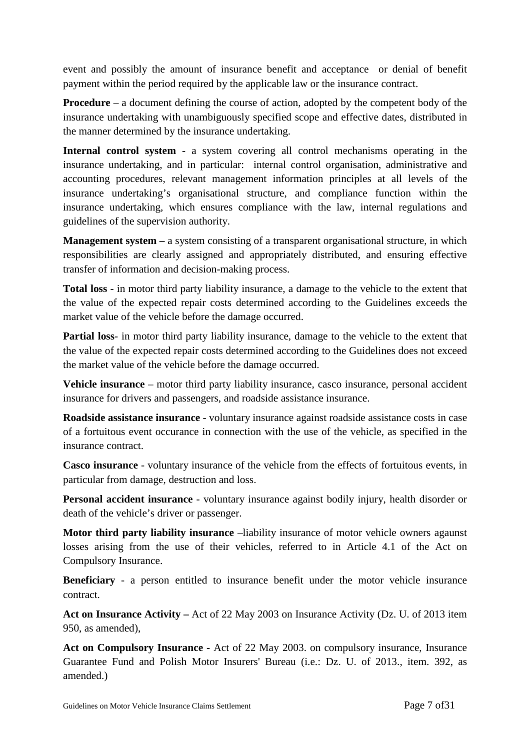event and possibly the amount of insurance benefit and acceptance or denial of benefit payment within the period required by the applicable law or the insurance contract.

**Procedure** – a document defining the course of action, adopted by the competent body of the insurance undertaking with unambiguously specified scope and effective dates, distributed in the manner determined by the insurance undertaking.

**Internal control system** - a system covering all control mechanisms operating in the insurance undertaking, and in particular: internal control organisation, administrative and accounting procedures, relevant management information principles at all levels of the insurance undertaking's organisational structure, and compliance function within the insurance undertaking, which ensures compliance with the law, internal regulations and guidelines of the supervision authority.

**Management system –** a system consisting of a transparent organisational structure, in which responsibilities are clearly assigned and appropriately distributed, and ensuring effective transfer of information and decision-making process.

**Total loss** - in motor third party liability insurance, a damage to the vehicle to the extent that the value of the expected repair costs determined according to the Guidelines exceeds the market value of the vehicle before the damage occurred.

**Partial loss**- in motor third party liability insurance, damage to the vehicle to the extent that the value of the expected repair costs determined according to the Guidelines does not exceed the market value of the vehicle before the damage occurred.

**Vehicle insurance** – motor third party liability insurance, casco insurance, personal accident insurance for drivers and passengers, and roadside assistance insurance.

**Roadside assistance insurance** - voluntary insurance against roadside assistance costs in case of a fortuitous event occurance in connection with the use of the vehicle, as specified in the insurance contract.

**Casco insurance** - voluntary insurance of the vehicle from the effects of fortuitous events, in particular from damage, destruction and loss.

**Personal accident insurance** - voluntary insurance against bodily injury, health disorder or death of the vehicle's driver or passenger.

**Motor third party liability insurance** –liability insurance of motor vehicle owners agaunst losses arising from the use of their vehicles, referred to in Article 4.1 of the Act on Compulsory Insurance.

**Beneficiary** - a person entitled to insurance benefit under the motor vehicle insurance contract.

**Act on Insurance Activity –** Act of 22 May 2003 on Insurance Activity (Dz. U. of 2013 item 950, as amended),

**Act on Compulsory Insurance** - Act of 22 May 2003. on compulsory insurance, Insurance Guarantee Fund and Polish Motor Insurers' Bureau (i.e.: Dz. U. of 2013., item. 392, as amended.)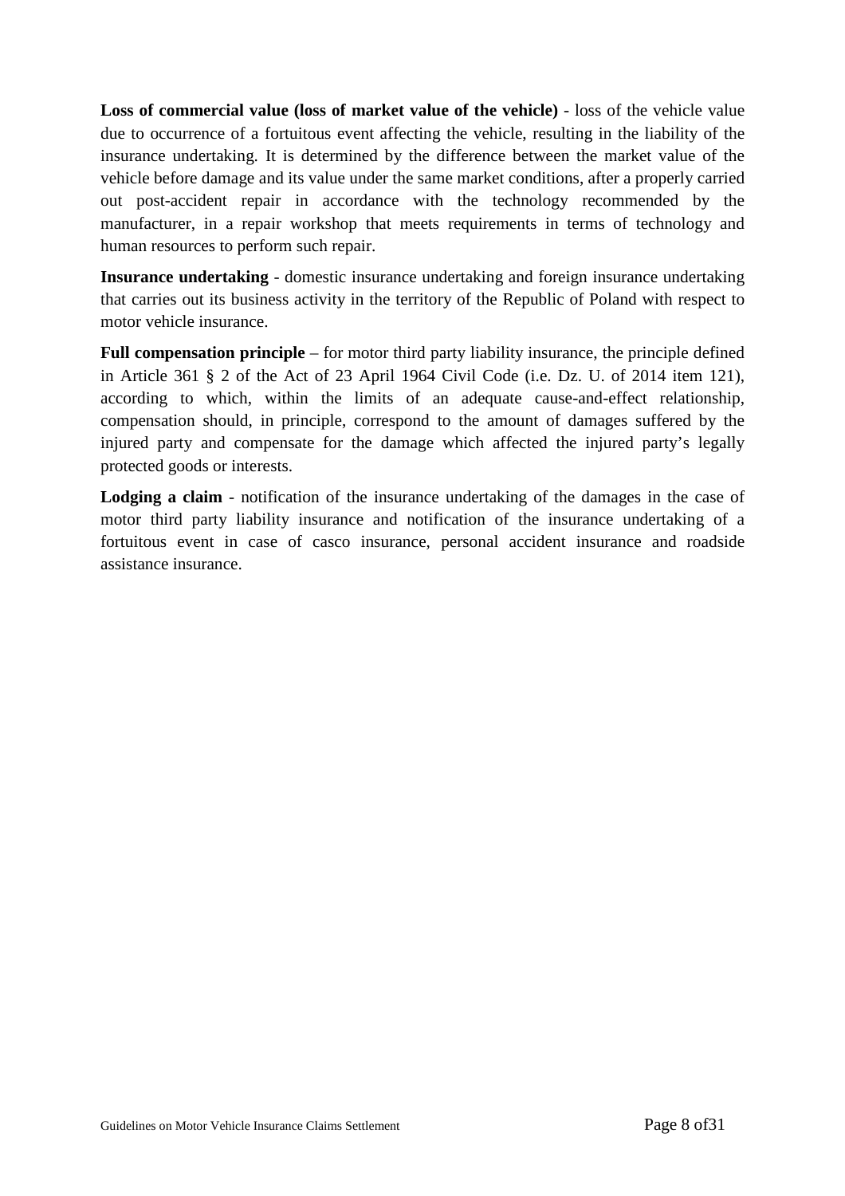**Loss of commercial value (loss of market value of the vehicle)** - loss of the vehicle value due to occurrence of a fortuitous event affecting the vehicle, resulting in the liability of the insurance undertaking. It is determined by the difference between the market value of the vehicle before damage and its value under the same market conditions, after a properly carried out post-accident repair in accordance with the technology recommended by the manufacturer, in a repair workshop that meets requirements in terms of technology and human resources to perform such repair.

**Insurance undertaking** - domestic insurance undertaking and foreign insurance undertaking that carries out its business activity in the territory of the Republic of Poland with respect to motor vehicle insurance.

**Full compensation principle** – for motor third party liability insurance, the principle defined in Article 361 § 2 of the Act of 23 April 1964 Civil Code (i.e. Dz. U. of 2014 item 121), according to which, within the limits of an adequate cause-and-effect relationship, compensation should, in principle, correspond to the amount of damages suffered by the injured party and compensate for the damage which affected the injured party's legally protected goods or interests.

**Lodging a claim** - notification of the insurance undertaking of the damages in the case of motor third party liability insurance and notification of the insurance undertaking of a fortuitous event in case of casco insurance, personal accident insurance and roadside assistance insurance.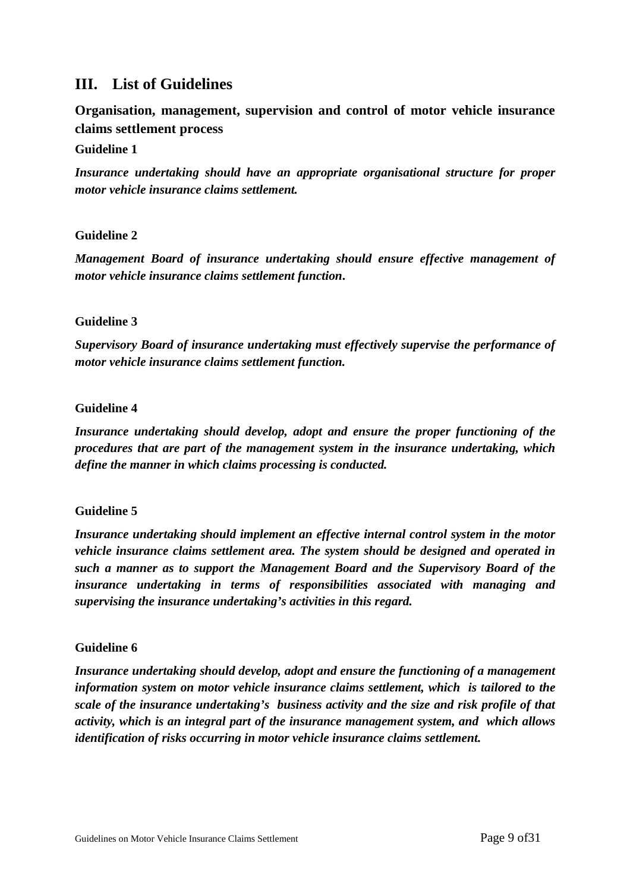## III. List of Guidelines

### Organisation, management, supervision and control of motor vehicle insurance claims settlement process

**Guideline 1**

***Insurance undertaking should have an appropriate organisational structure for proper motor vehicle insurance claims settlement.***

**Guideline 2**

***Management Board of insurance undertaking should ensure effective management of motor vehicle insurance claims settlement function.***

**Guideline 3**

***Supervisory Board of insurance undertaking must effectively supervise the performance of motor vehicle insurance claims settlement function.***

**Guideline 4**

***Insurance undertaking should develop, adopt and ensure the proper functioning of the procedures that are part of the management system in the insurance undertaking, which define the manner in which claims processing is conducted.***

**Guideline 5**

***Insurance undertaking should implement an effective internal control system in the motor vehicle insurance claims settlement area. The system should be designed and operated in such a manner as to support the Management Board and the Supervisory Board of the insurance undertaking in terms of responsibilities associated with managing and supervising the insurance undertaking's activities in this regard.***

**Guideline 6**

***Insurance undertaking should develop, adopt and ensure the functioning of a management information system on motor vehicle insurance claims settlement, which is tailored to the scale of the insurance undertaking's business activity and the size and risk profile of that activity, which is an integral part of the insurance management system, and which allows identification of risks occurring in motor vehicle insurance claims settlement.***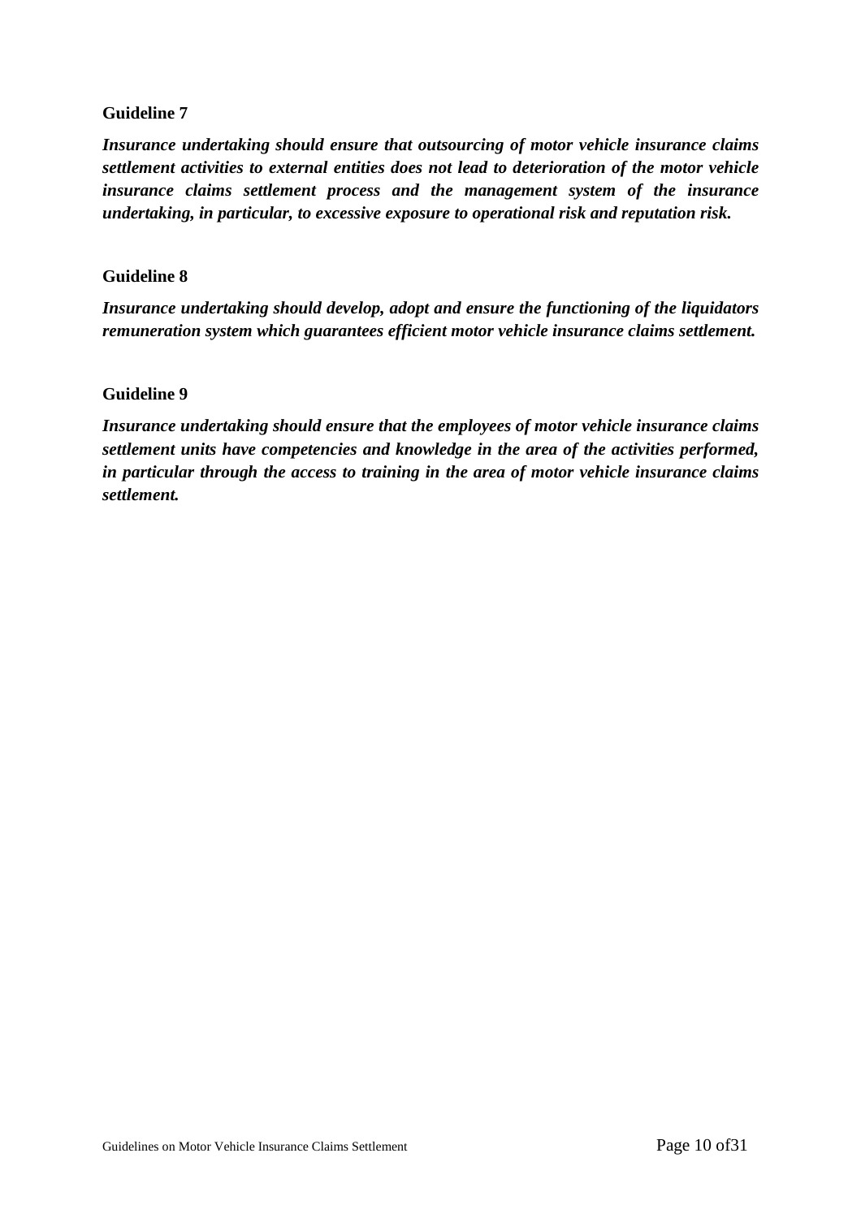**Guideline 7**

***Insurance undertaking should ensure that outsourcing of motor vehicle insurance claims settlement activities to external entities does not lead to deterioration of the motor vehicle insurance claims settlement process and the management system of the insurance undertaking, in particular, to excessive exposure to operational risk and reputation risk.***

**Guideline 8**

***Insurance undertaking should develop, adopt and ensure the functioning of the liquidators remuneration system which guarantees efficient motor vehicle insurance claims settlement.***

**Guideline 9**

***Insurance undertaking should ensure that the employees of motor vehicle insurance claims settlement units have competencies and knowledge in the area of the activities performed, in particular through the access to training in the area of motor vehicle insurance claims settlement.***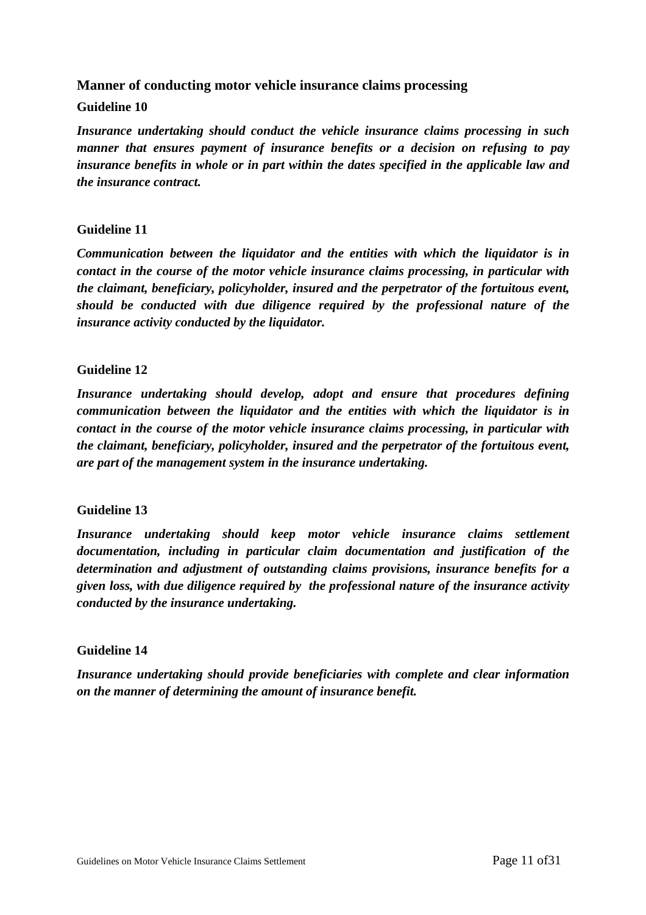## Manner of conducting motor vehicle insurance claims processing

### Guideline 10

***Insurance undertaking should conduct the vehicle insurance claims processing in such manner that ensures payment of insurance benefits or a decision on refusing to pay insurance benefits in whole or in part within the dates specified in the applicable law and the insurance contract.***

### Guideline 11

***Communication between the liquidator and the entities with which the liquidator is in contact in the course of the motor vehicle insurance claims processing, in particular with the claimant, beneficiary, policyholder, insured and the perpetrator of the fortuitous event, should be conducted with due diligence required by the professional nature of the insurance activity conducted by the liquidator.***

### Guideline 12

***Insurance undertaking should develop, adopt and ensure that procedures defining communication between the liquidator and the entities with which the liquidator is in contact in the course of the motor vehicle insurance claims processing, in particular with the claimant, beneficiary, policyholder, insured and the perpetrator of the fortuitous event, are part of the management system in the insurance undertaking.***

### Guideline 13

***Insurance undertaking should keep motor vehicle insurance claims settlement documentation, including in particular claim documentation and justification of the determination and adjustment of outstanding claims provisions, insurance benefits for a given loss, with due diligence required by the professional nature of the insurance activity conducted by the insurance undertaking.***

### Guideline 14

***Insurance undertaking should provide beneficiaries with complete and clear information on the manner of determining the amount of insurance benefit.***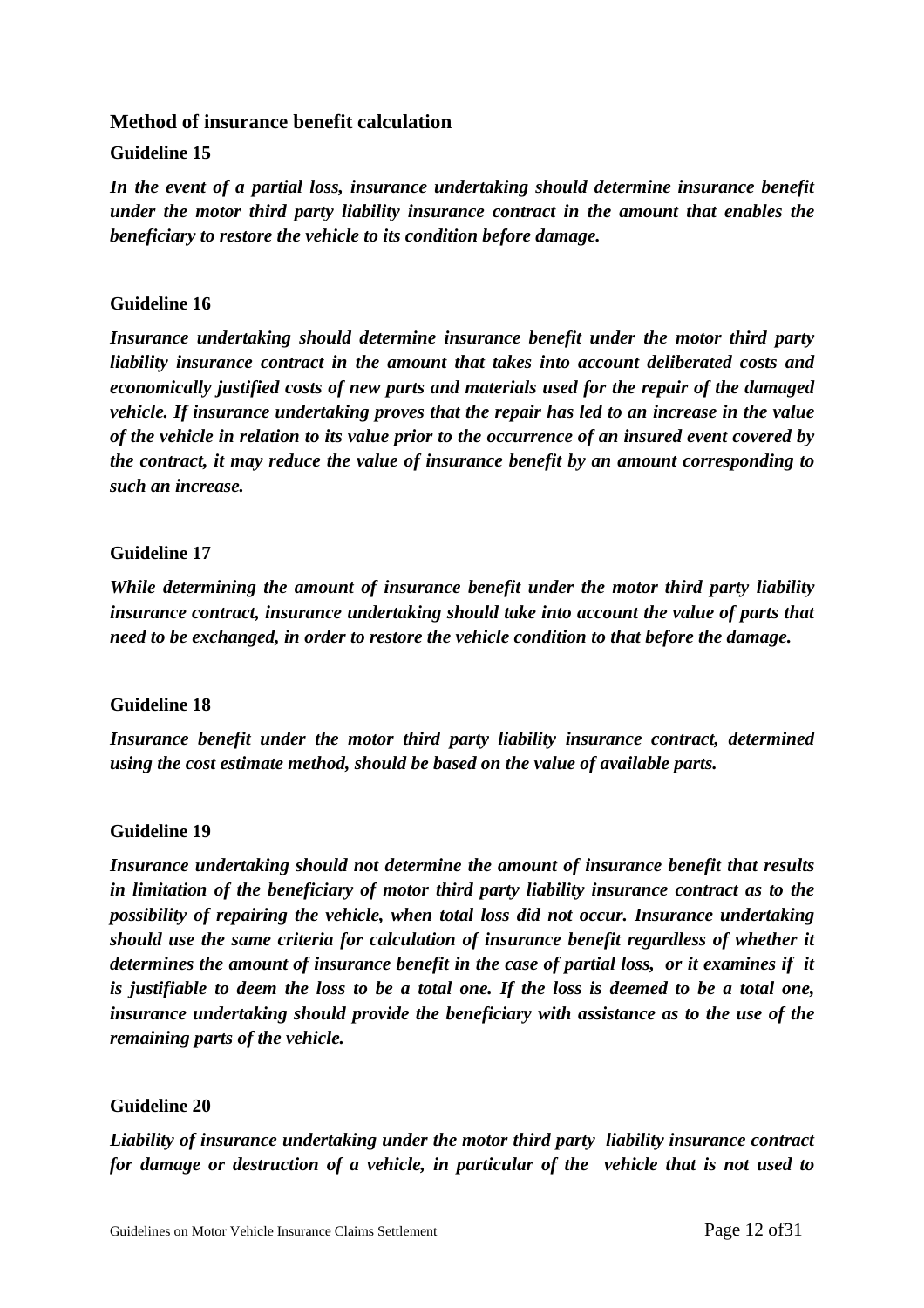## Method of insurance benefit calculation

### Guideline 15

***In the event of a partial loss, insurance undertaking should determine insurance benefit under the motor third party liability insurance contract in the amount that enables the beneficiary to restore the vehicle to its condition before damage.***

### Guideline 16

***Insurance undertaking should determine insurance benefit under the motor third party liability insurance contract in the amount that takes into account deliberated costs and economically justified costs of new parts and materials used for the repair of the damaged vehicle. If insurance undertaking proves that the repair has led to an increase in the value of the vehicle in relation to its value prior to the occurrence of an insured event covered by the contract, it may reduce the value of insurance benefit by an amount corresponding to such an increase.***

### Guideline 17

***While determining the amount of insurance benefit under the motor third party liability insurance contract, insurance undertaking should take into account the value of parts that need to be exchanged, in order to restore the vehicle condition to that before the damage.***

### Guideline 18

***Insurance benefit under the motor third party liability insurance contract, determined using the cost estimate method, should be based on the value of available parts.***

### Guideline 19

***Insurance undertaking should not determine the amount of insurance benefit that results in limitation of the beneficiary of motor third party liability insurance contract as to the possibility of repairing the vehicle, when total loss did not occur. Insurance undertaking should use the same criteria for calculation of insurance benefit regardless of whether it determines the amount of insurance benefit in the case of partial loss, or it examines if it is justifiable to deem the loss to be a total one. If the loss is deemed to be a total one, insurance undertaking should provide the beneficiary with assistance as to the use of the remaining parts of the vehicle.***

### Guideline 20

***Liability of insurance undertaking under the motor third party liability insurance contract for damage or destruction of a vehicle, in particular of the vehicle that is not used to***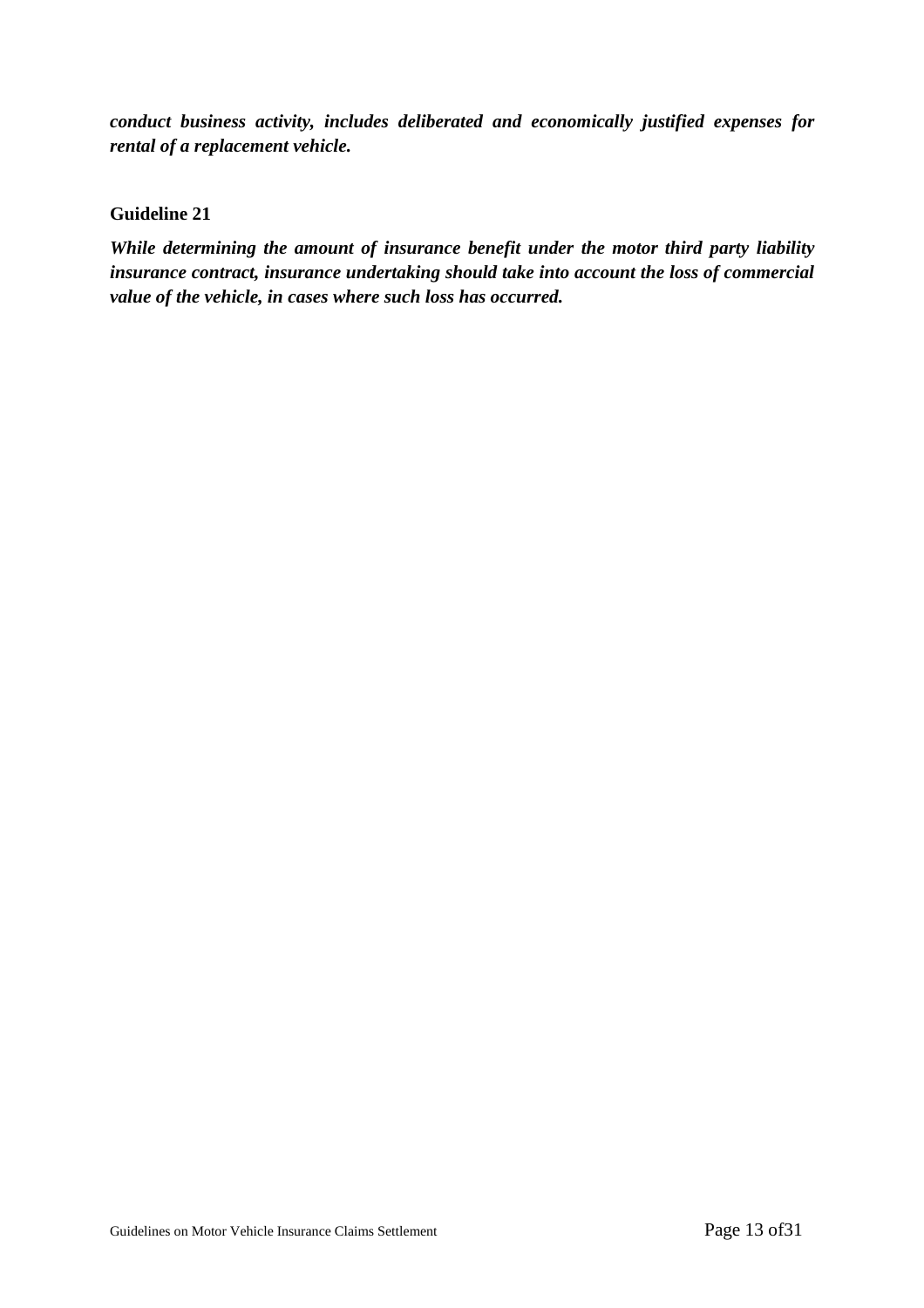***conduct business activity, includes deliberated and economically justified expenses for rental of a replacement vehicle.***

**Guideline 21**

***While determining the amount of insurance benefit under the motor third party liability insurance contract, insurance undertaking should take into account the loss of commercial value of the vehicle, in cases where such loss has occurred.***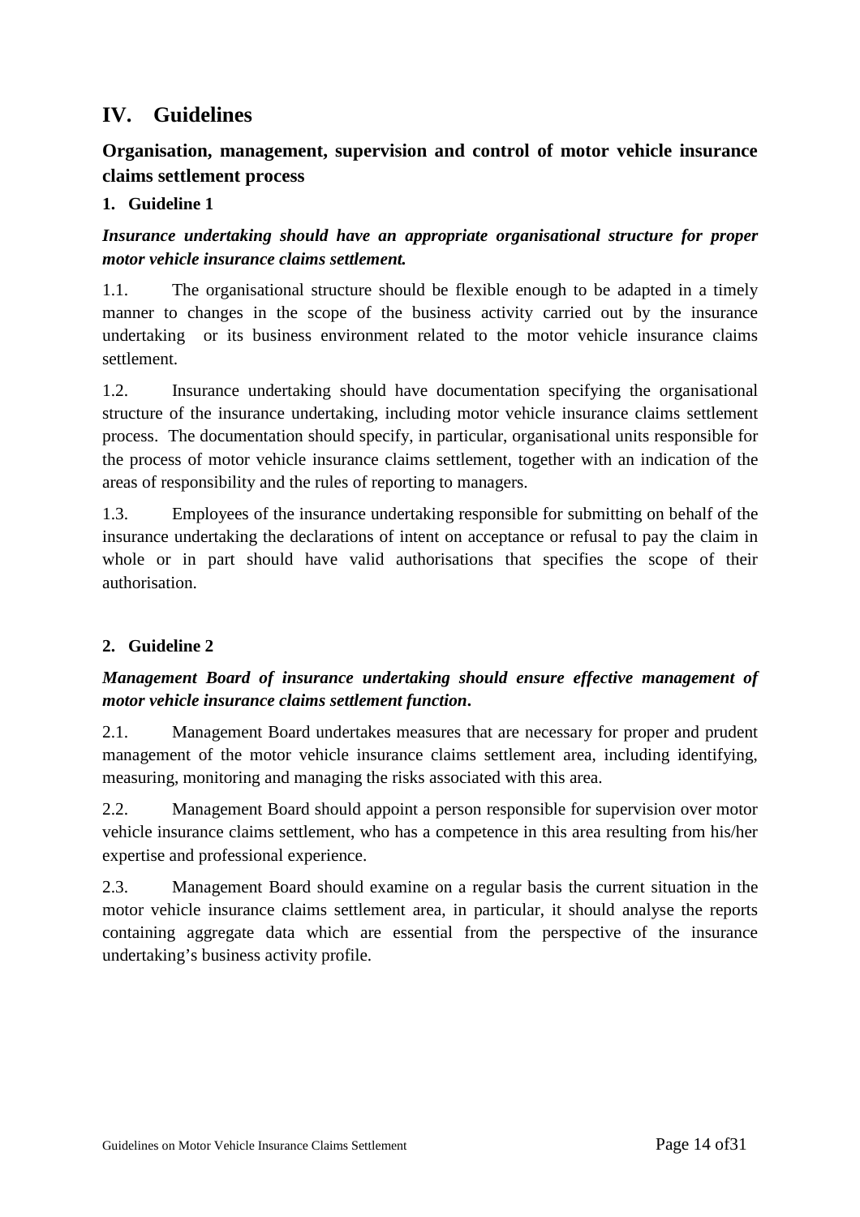# IV. Guidelines

## Organisation, management, supervision and control of motor vehicle insurance claims settlement process

### 1. Guideline 1

***Insurance undertaking should have an appropriate organisational structure for proper motor vehicle insurance claims settlement.***

1.1. The organisational structure should be flexible enough to be adapted in a timely manner to changes in the scope of the business activity carried out by the insurance undertaking or its business environment related to the motor vehicle insurance claims settlement.

1.2. Insurance undertaking should have documentation specifying the organisational structure of the insurance undertaking, including motor vehicle insurance claims settlement process. The documentation should specify, in particular, organisational units responsible for the process of motor vehicle insurance claims settlement, together with an indication of the areas of responsibility and the rules of reporting to managers.

1.3. Employees of the insurance undertaking responsible for submitting on behalf of the insurance undertaking the declarations of intent on acceptance or refusal to pay the claim in whole or in part should have valid authorisations that specifies the scope of their authorisation.

### 2. Guideline 2

***Management Board of insurance undertaking should ensure effective management of motor vehicle insurance claims settlement function.***

2.1. Management Board undertakes measures that are necessary for proper and prudent management of the motor vehicle insurance claims settlement area, including identifying, measuring, monitoring and managing the risks associated with this area.

2.2. Management Board should appoint a person responsible for supervision over motor vehicle insurance claims settlement, who has a competence in this area resulting from his/her expertise and professional experience.

2.3. Management Board should examine on a regular basis the current situation in the motor vehicle insurance claims settlement area, in particular, it should analyse the reports containing aggregate data which are essential from the perspective of the insurance undertaking's business activity profile.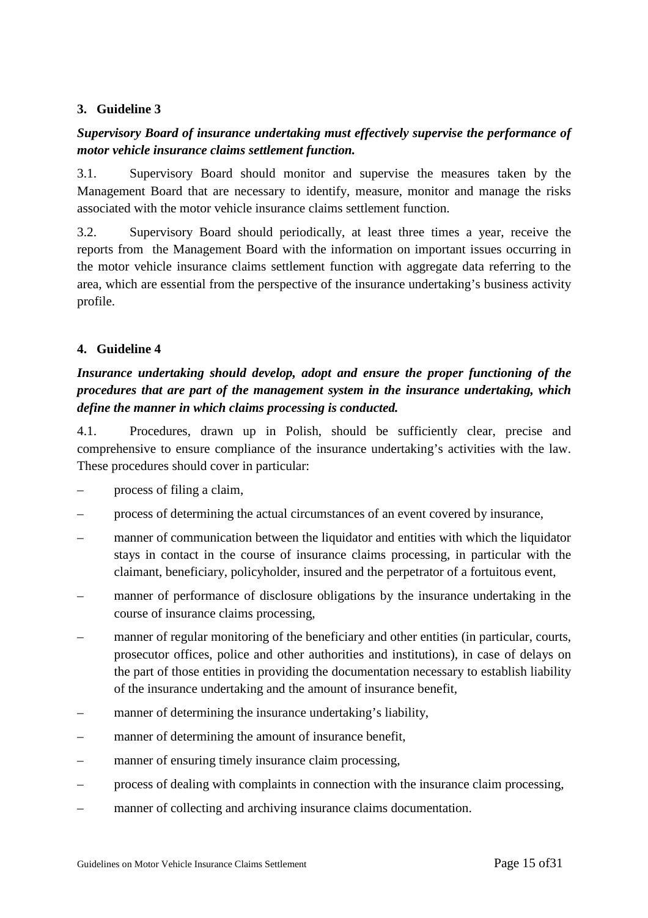## 3. Guideline 3

***Supervisory Board of insurance undertaking must effectively supervise the performance of motor vehicle insurance claims settlement function.***

3.1. Supervisory Board should monitor and supervise the measures taken by the Management Board that are necessary to identify, measure, monitor and manage the risks associated with the motor vehicle insurance claims settlement function.

3.2. Supervisory Board should periodically, at least three times a year, receive the reports from the Management Board with the information on important issues occurring in the motor vehicle insurance claims settlement function with aggregate data referring to the area, which are essential from the perspective of the insurance undertaking's business activity profile.

## 4. Guideline 4

***Insurance undertaking should develop, adopt and ensure the proper functioning of the procedures that are part of the management system in the insurance undertaking, which define the manner in which claims processing is conducted.***

4.1. Procedures, drawn up in Polish, should be sufficiently clear, precise and comprehensive to ensure compliance of the insurance undertaking's activities with the law. These procedures should cover in particular:

- process of filing a claim,
- process of determining the actual circumstances of an event covered by insurance,
- manner of communication between the liquidator and entities with which the liquidator stays in contact in the course of insurance claims processing, in particular with the claimant, beneficiary, policyholder, insured and the perpetrator of a fortuitous event,
- manner of performance of disclosure obligations by the insurance undertaking in the course of insurance claims processing,
- manner of regular monitoring of the beneficiary and other entities (in particular, courts, prosecutor offices, police and other authorities and institutions), in case of delays on the part of those entities in providing the documentation necessary to establish liability of the insurance undertaking and the amount of insurance benefit,
- manner of determining the insurance undertaking's liability,
- manner of determining the amount of insurance benefit,
- manner of ensuring timely insurance claim processing,
- process of dealing with complaints in connection with the insurance claim processing,
- manner of collecting and archiving insurance claims documentation.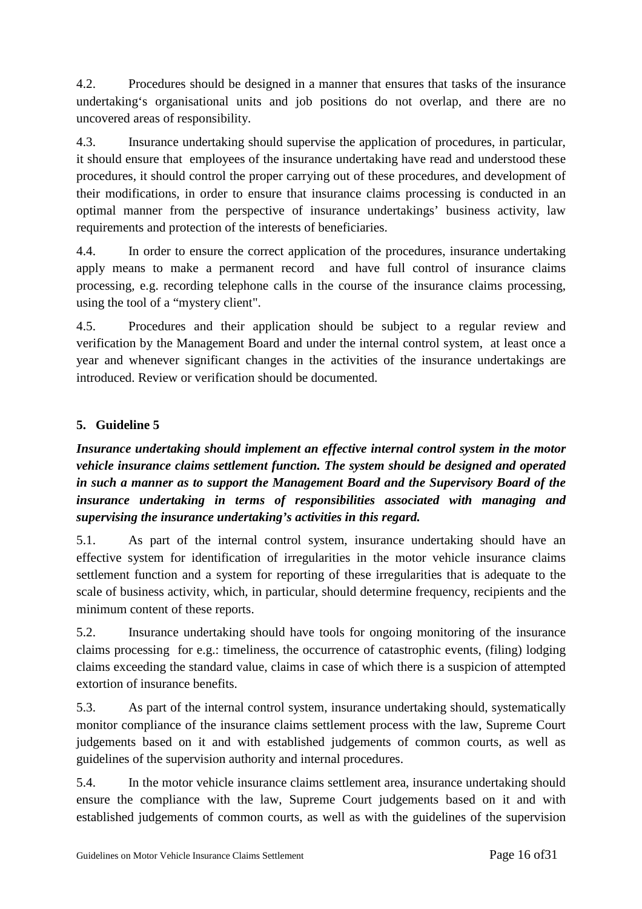4.2. Procedures should be designed in a manner that ensures that tasks of the insurance undertaking's organisational units and job positions do not overlap, and there are no uncovered areas of responsibility.

4.3. Insurance undertaking should supervise the application of procedures, in particular, it should ensure that employees of the insurance undertaking have read and understood these procedures, it should control the proper carrying out of these procedures, and development of their modifications, in order to ensure that insurance claims processing is conducted in an optimal manner from the perspective of insurance undertakings' business activity, law requirements and protection of the interests of beneficiaries.

4.4. In order to ensure the correct application of the procedures, insurance undertaking apply means to make a permanent record and have full control of insurance claims processing, e.g. recording telephone calls in the course of the insurance claims processing, using the tool of a "mystery client".

4.5. Procedures and their application should be subject to a regular review and verification by the Management Board and under the internal control system, at least once a year and whenever significant changes in the activities of the insurance undertakings are introduced. Review or verification should be documented.

## 5. Guideline 5

***Insurance undertaking should implement an effective internal control system in the motor vehicle insurance claims settlement function. The system should be designed and operated in such a manner as to support the Management Board and the Supervisory Board of the insurance undertaking in terms of responsibilities associated with managing and supervising the insurance undertaking's activities in this regard.***

5.1. As part of the internal control system, insurance undertaking should have an effective system for identification of irregularities in the motor vehicle insurance claims settlement function and a system for reporting of these irregularities that is adequate to the scale of business activity, which, in particular, should determine frequency, recipients and the minimum content of these reports.

5.2. Insurance undertaking should have tools for ongoing monitoring of the insurance claims processing for e.g.: timeliness, the occurrence of catastrophic events, (filing) lodging claims exceeding the standard value, claims in case of which there is a suspicion of attempted extortion of insurance benefits.

5.3. As part of the internal control system, insurance undertaking should, systematically monitor compliance of the insurance claims settlement process with the law, Supreme Court judgements based on it and with established judgements of common courts, as well as guidelines of the supervision authority and internal procedures.

5.4. In the motor vehicle insurance claims settlement area, insurance undertaking should ensure the compliance with the law, Supreme Court judgements based on it and with established judgements of common courts, as well as with the guidelines of the supervision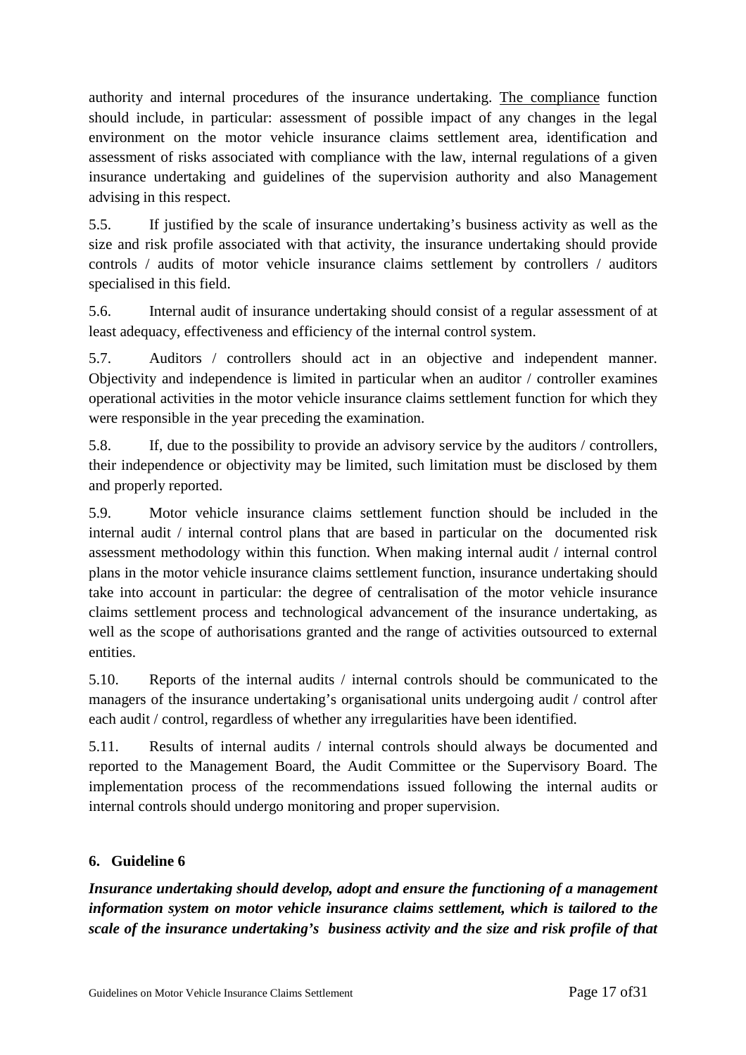authority and internal procedures of the insurance undertaking. The compliance function should include, in particular: assessment of possible impact of any changes in the legal environment on the motor vehicle insurance claims settlement area, identification and assessment of risks associated with compliance with the law, internal regulations of a given insurance undertaking and guidelines of the supervision authority and also Management advising in this respect.

5.5. If justified by the scale of insurance undertaking's business activity as well as the size and risk profile associated with that activity, the insurance undertaking should provide controls / audits of motor vehicle insurance claims settlement by controllers / auditors specialised in this field.

5.6. Internal audit of insurance undertaking should consist of a regular assessment of at least adequacy, effectiveness and efficiency of the internal control system.

5.7. Auditors / controllers should act in an objective and independent manner. Objectivity and independence is limited in particular when an auditor / controller examines operational activities in the motor vehicle insurance claims settlement function for which they were responsible in the year preceding the examination.

5.8. If, due to the possibility to provide an advisory service by the auditors / controllers, their independence or objectivity may be limited, such limitation must be disclosed by them and properly reported.

5.9. Motor vehicle insurance claims settlement function should be included in the internal audit / internal control plans that are based in particular on the documented risk assessment methodology within this function. When making internal audit / internal control plans in the motor vehicle insurance claims settlement function, insurance undertaking should take into account in particular: the degree of centralisation of the motor vehicle insurance claims settlement process and technological advancement of the insurance undertaking, as well as the scope of authorisations granted and the range of activities outsourced to external entities.

5.10. Reports of the internal audits / internal controls should be communicated to the managers of the insurance undertaking's organisational units undergoing audit / control after each audit / control, regardless of whether any irregularities have been identified.

5.11. Results of internal audits / internal controls should always be documented and reported to the Management Board, the Audit Committee or the Supervisory Board. The implementation process of the recommendations issued following the internal audits or internal controls should undergo monitoring and proper supervision.

## 6. Guideline 6

***Insurance undertaking should develop, adopt and ensure the functioning of a management information system on motor vehicle insurance claims settlement, which is tailored to the scale of the insurance undertaking's business activity and the size and risk profile of that***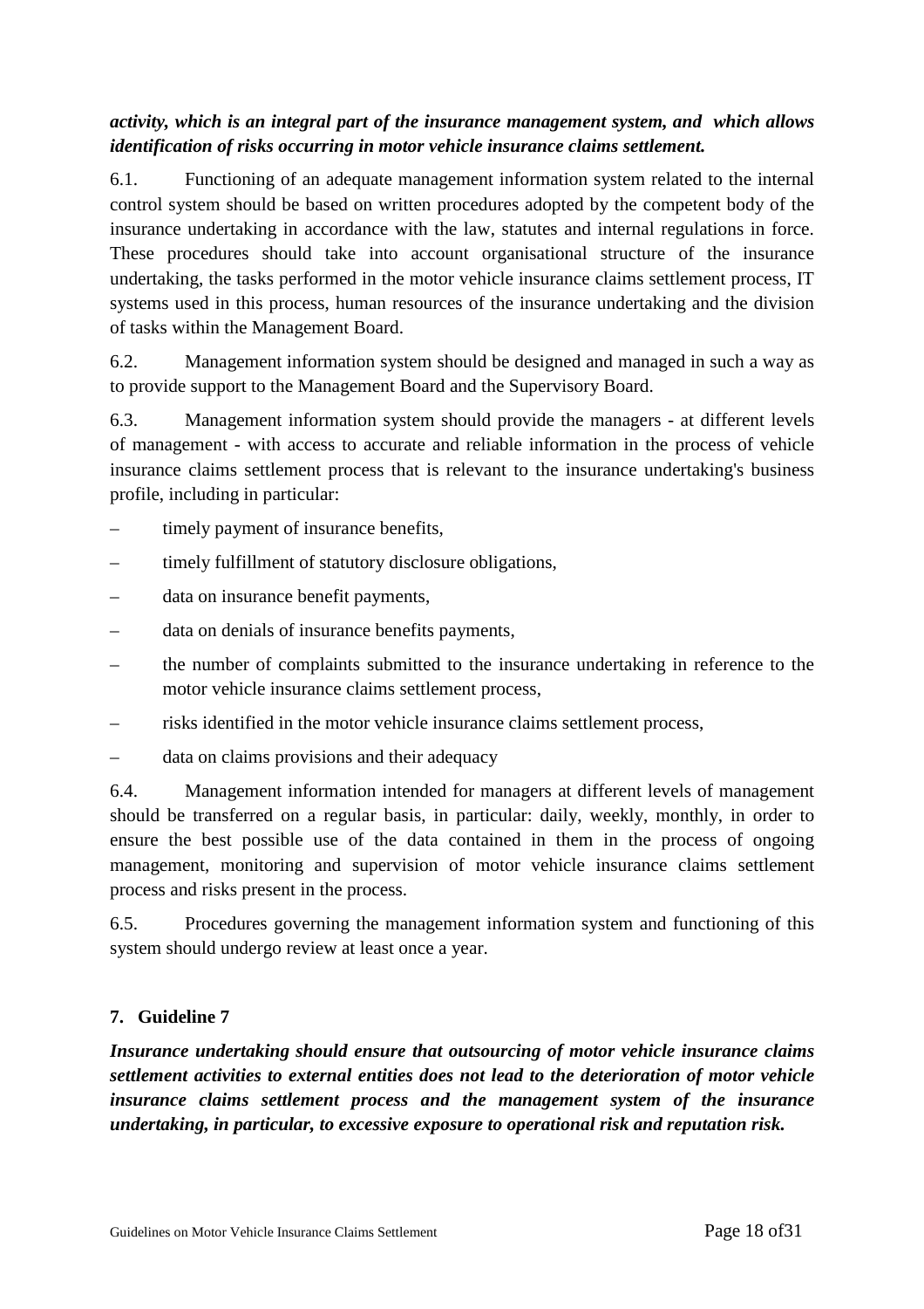***activity, which is an integral part of the insurance management system, and which allows identification of risks occurring in motor vehicle insurance claims settlement.***

6.1. Functioning of an adequate management information system related to the internal control system should be based on written procedures adopted by the competent body of the insurance undertaking in accordance with the law, statutes and internal regulations in force. These procedures should take into account organisational structure of the insurance undertaking, the tasks performed in the motor vehicle insurance claims settlement process, IT systems used in this process, human resources of the insurance undertaking and the division of tasks within the Management Board.

6.2. Management information system should be designed and managed in such a way as to provide support to the Management Board and the Supervisory Board.

6.3. Management information system should provide the managers - at different levels of management - with access to accurate and reliable information in the process of vehicle insurance claims settlement process that is relevant to the insurance undertaking's business profile, including in particular:

- timely payment of insurance benefits,
- timely fulfillment of statutory disclosure obligations,
- data on insurance benefit payments,
- data on denials of insurance benefits payments,
- the number of complaints submitted to the insurance undertaking in reference to the motor vehicle insurance claims settlement process,
- risks identified in the motor vehicle insurance claims settlement process,
- data on claims provisions and their adequacy

6.4. Management information intended for managers at different levels of management should be transferred on a regular basis, in particular: daily, weekly, monthly, in order to ensure the best possible use of the data contained in them in the process of ongoing management, monitoring and supervision of motor vehicle insurance claims settlement process and risks present in the process.

6.5. Procedures governing the management information system and functioning of this system should undergo review at least once a year.

## 7. Guideline 7

***Insurance undertaking should ensure that outsourcing of motor vehicle insurance claims settlement activities to external entities does not lead to the deterioration of motor vehicle insurance claims settlement process and the management system of the insurance undertaking, in particular, to excessive exposure to operational risk and reputation risk.***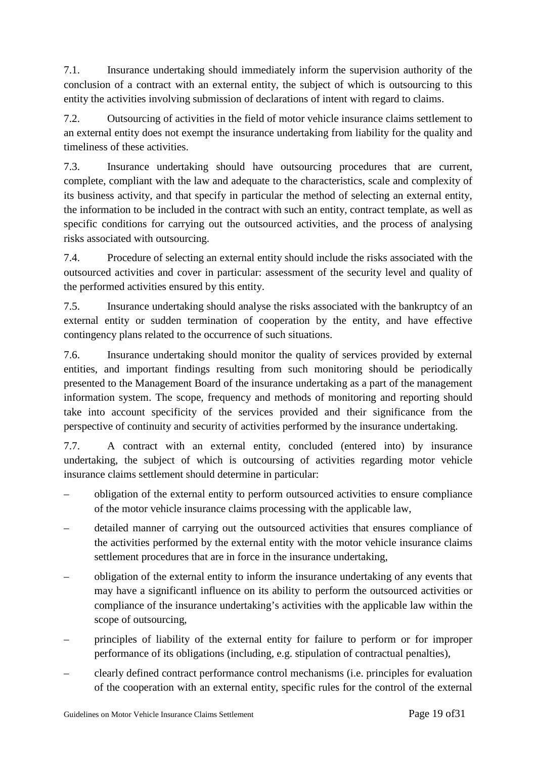7.1. Insurance undertaking should immediately inform the supervision authority of the conclusion of a contract with an external entity, the subject of which is outsourcing to this entity the activities involving submission of declarations of intent with regard to claims.

7.2. Outsourcing of activities in the field of motor vehicle insurance claims settlement to an external entity does not exempt the insurance undertaking from liability for the quality and timeliness of these activities.

7.3. Insurance undertaking should have outsourcing procedures that are current, complete, compliant with the law and adequate to the characteristics, scale and complexity of its business activity, and that specify in particular the method of selecting an external entity, the information to be included in the contract with such an entity, contract template, as well as specific conditions for carrying out the outsourced activities, and the process of analysing risks associated with outsourcing.

7.4. Procedure of selecting an external entity should include the risks associated with the outsourced activities and cover in particular: assessment of the security level and quality of the performed activities ensured by this entity.

7.5. Insurance undertaking should analyse the risks associated with the bankruptcy of an external entity or sudden termination of cooperation by the entity, and have effective contingency plans related to the occurrence of such situations.

7.6. Insurance undertaking should monitor the quality of services provided by external entities, and important findings resulting from such monitoring should be periodically presented to the Management Board of the insurance undertaking as a part of the management information system. The scope, frequency and methods of monitoring and reporting should take into account specificity of the services provided and their significance from the perspective of continuity and security of activities performed by the insurance undertaking.

7.7. A contract with an external entity, concluded (entered into) by insurance undertaking, the subject of which is outcoursing of activities regarding motor vehicle insurance claims settlement should determine in particular:

– obligation of the external entity to perform outsourced activities to ensure compliance of the motor vehicle insurance claims processing with the applicable law,

– detailed manner of carrying out the outsourced activities that ensures compliance of the activities performed by the external entity with the motor vehicle insurance claims settlement procedures that are in force in the insurance undertaking,

– obligation of the external entity to inform the insurance undertaking of any events that may have a significantl influence on its ability to perform the outsourced activities or compliance of the insurance undertaking's activities with the applicable law within the scope of outsourcing,

– principles of liability of the external entity for failure to perform or for improper performance of its obligations (including, e.g. stipulation of contractual penalties),

– clearly defined contract performance control mechanisms (i.e. principles for evaluation of the cooperation with an external entity, specific rules for the control of the external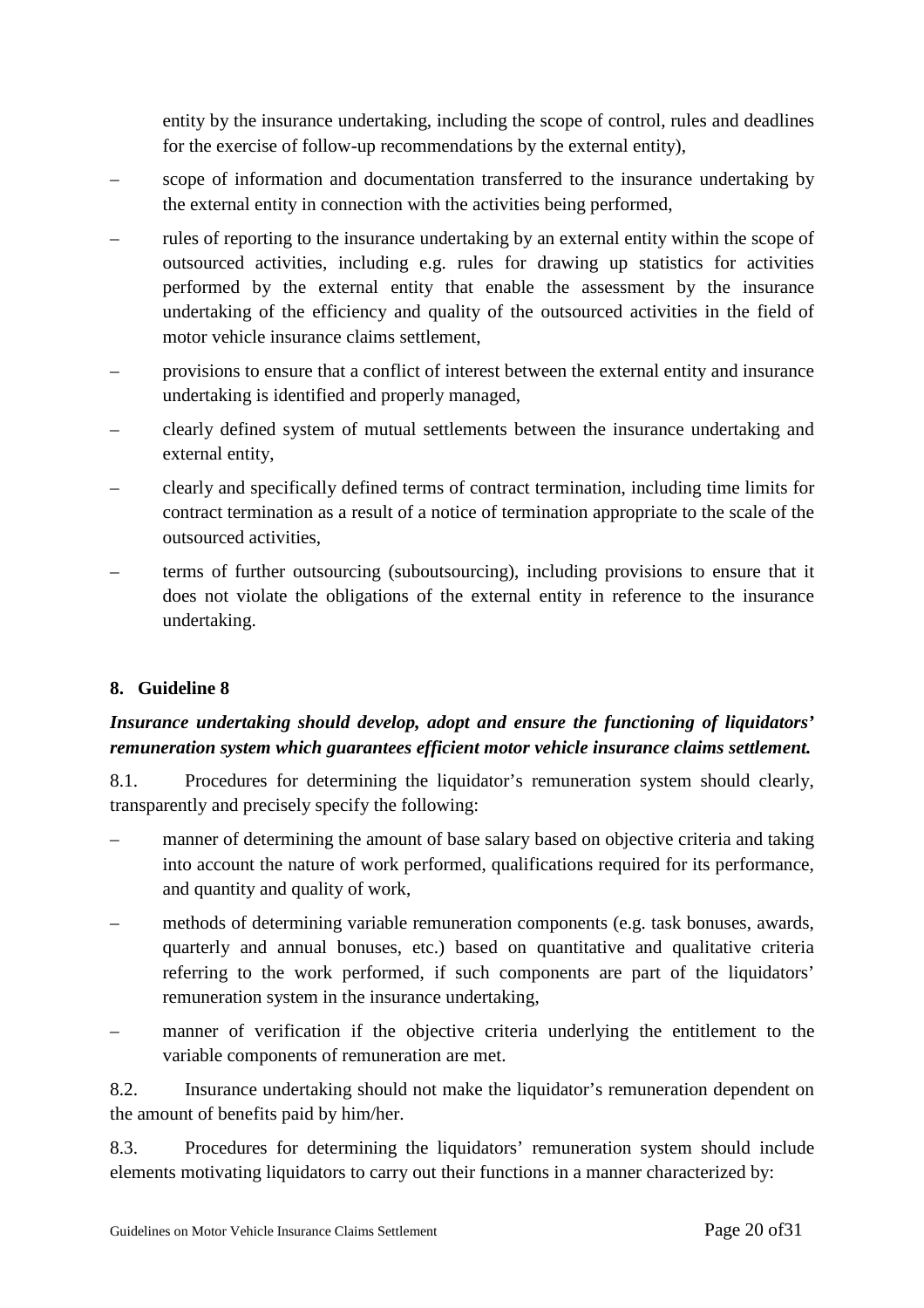entity by the insurance undertaking, including the scope of control, rules and deadlines for the exercise of follow-up recommendations by the external entity),

- scope of information and documentation transferred to the insurance undertaking by the external entity in connection with the activities being performed,
- rules of reporting to the insurance undertaking by an external entity within the scope of outsourced activities, including e.g. rules for drawing up statistics for activities performed by the external entity that enable the assessment by the insurance undertaking of the efficiency and quality of the outsourced activities in the field of motor vehicle insurance claims settlement,
- provisions to ensure that a conflict of interest between the external entity and insurance undertaking is identified and properly managed,
- clearly defined system of mutual settlements between the insurance undertaking and external entity,
- clearly and specifically defined terms of contract termination, including time limits for contract termination as a result of a notice of termination appropriate to the scale of the outsourced activities,
- terms of further outsourcing (suboutsourcing), including provisions to ensure that it does not violate the obligations of the external entity in reference to the insurance undertaking.

## 8. Guideline 8

***Insurance undertaking should develop, adopt and ensure the functioning of liquidators' remuneration system which guarantees efficient motor vehicle insurance claims settlement.***

8.1. Procedures for determining the liquidator's remuneration system should clearly, transparently and precisely specify the following:

- manner of determining the amount of base salary based on objective criteria and taking into account the nature of work performed, qualifications required for its performance, and quantity and quality of work,
- methods of determining variable remuneration components (e.g. task bonuses, awards, quarterly and annual bonuses, etc.) based on quantitative and qualitative criteria referring to the work performed, if such components are part of the liquidators' remuneration system in the insurance undertaking,
- manner of verification if the objective criteria underlying the entitlement to the variable components of remuneration are met.

8.2. Insurance undertaking should not make the liquidator's remuneration dependent on the amount of benefits paid by him/her.

8.3. Procedures for determining the liquidators' remuneration system should include elements motivating liquidators to carry out their functions in a manner characterized by: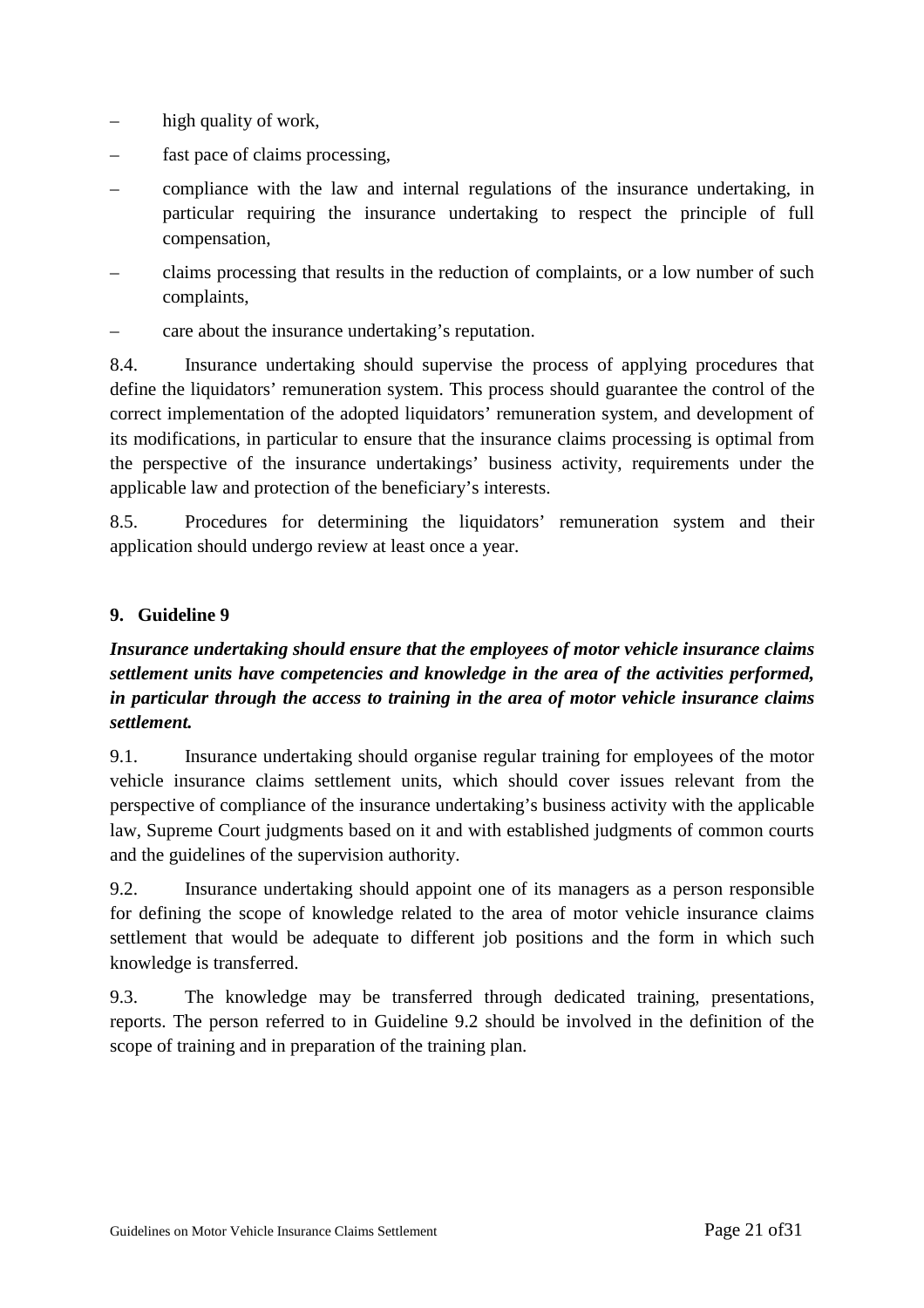– high quality of work,

– fast pace of claims processing,

– compliance with the law and internal regulations of the insurance undertaking, in particular requiring the insurance undertaking to respect the principle of full compensation,

– claims processing that results in the reduction of complaints, or a low number of such complaints,

– care about the insurance undertaking's reputation.

8.4. Insurance undertaking should supervise the process of applying procedures that define the liquidators' remuneration system. This process should guarantee the control of the correct implementation of the adopted liquidators' remuneration system, and development of its modifications, in particular to ensure that the insurance claims processing is optimal from the perspective of the insurance undertakings' business activity, requirements under the applicable law and protection of the beneficiary's interests.

8.5. Procedures for determining the liquidators' remuneration system and their application should undergo review at least once a year.

## 9. Guideline 9

***Insurance undertaking should ensure that the employees of motor vehicle insurance claims settlement units have competencies and knowledge in the area of the activities performed, in particular through the access to training in the area of motor vehicle insurance claims settlement.***

9.1. Insurance undertaking should organise regular training for employees of the motor vehicle insurance claims settlement units, which should cover issues relevant from the perspective of compliance of the insurance undertaking's business activity with the applicable law, Supreme Court judgments based on it and with established judgments of common courts and the guidelines of the supervision authority.

9.2. Insurance undertaking should appoint one of its managers as a person responsible for defining the scope of knowledge related to the area of motor vehicle insurance claims settlement that would be adequate to different job positions and the form in which such knowledge is transferred.

9.3. The knowledge may be transferred through dedicated training, presentations, reports. The person referred to in Guideline 9.2 should be involved in the definition of the scope of training and in preparation of the training plan.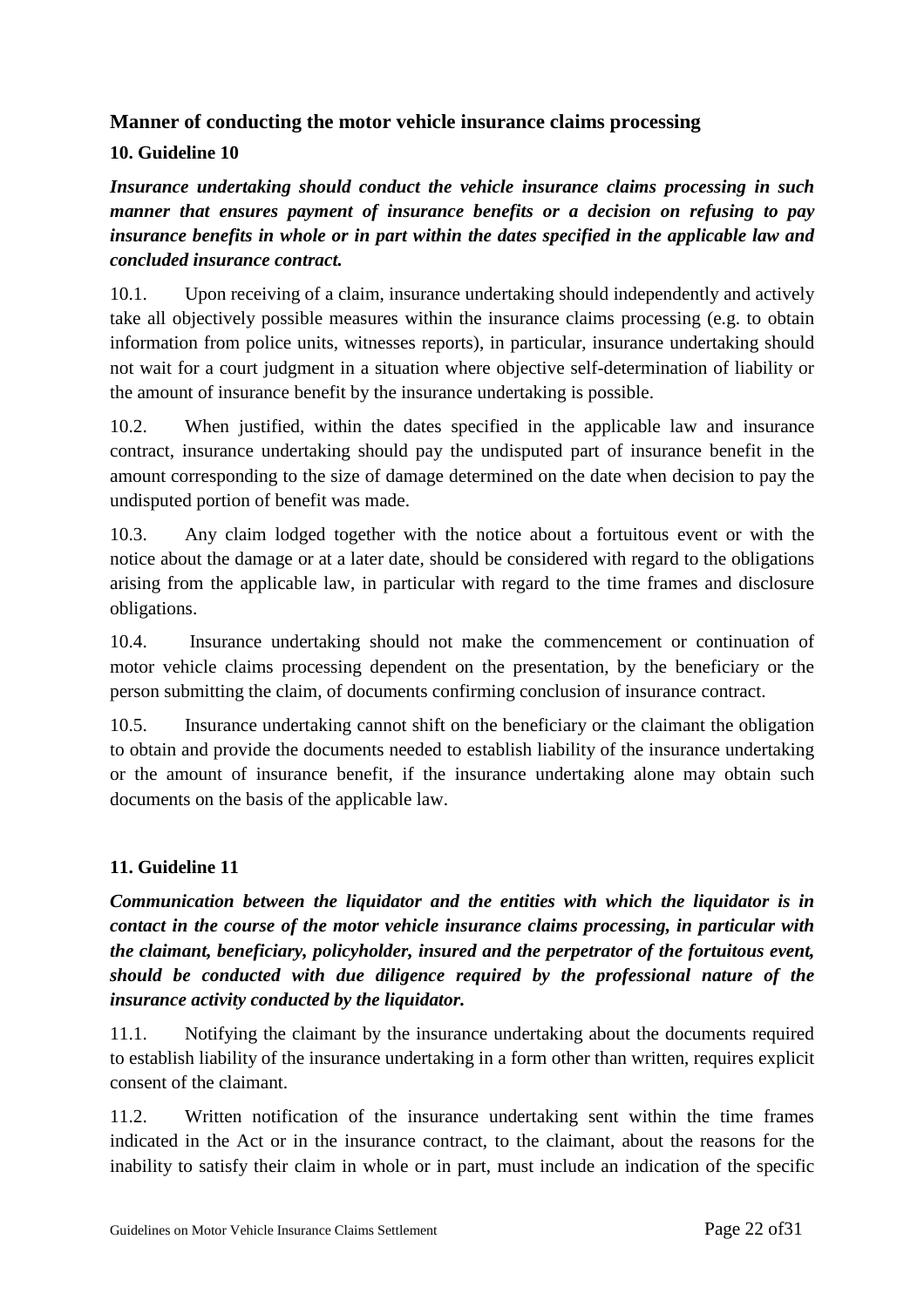## Manner of conducting the motor vehicle insurance claims processing

### 10. Guideline 10

***Insurance undertaking should conduct the vehicle insurance claims processing in such manner that ensures payment of insurance benefits or a decision on refusing to pay insurance benefits in whole or in part within the dates specified in the applicable law and concluded insurance contract.***

10.1. Upon receiving of a claim, insurance undertaking should independently and actively take all objectively possible measures within the insurance claims processing (e.g. to obtain information from police units, witnesses reports), in particular, insurance undertaking should not wait for a court judgment in a situation where objective self-determination of liability or the amount of insurance benefit by the insurance undertaking is possible.

10.2. When justified, within the dates specified in the applicable law and insurance contract, insurance undertaking should pay the undisputed part of insurance benefit in the amount corresponding to the size of damage determined on the date when decision to pay the undisputed portion of benefit was made.

10.3. Any claim lodged together with the notice about a fortuitous event or with the notice about the damage or at a later date, should be considered with regard to the obligations arising from the applicable law, in particular with regard to the time frames and disclosure obligations.

10.4. Insurance undertaking should not make the commencement or continuation of motor vehicle claims processing dependent on the presentation, by the beneficiary or the person submitting the claim, of documents confirming conclusion of insurance contract.

10.5. Insurance undertaking cannot shift on the beneficiary or the claimant the obligation to obtain and provide the documents needed to establish liability of the insurance undertaking or the amount of insurance benefit, if the insurance undertaking alone may obtain such documents on the basis of the applicable law.

### 11. Guideline 11

***Communication between the liquidator and the entities with which the liquidator is in contact in the course of the motor vehicle insurance claims processing, in particular with the claimant, beneficiary, policyholder, insured and the perpetrator of the fortuitous event, should be conducted with due diligence required by the professional nature of the insurance activity conducted by the liquidator.***

11.1. Notifying the claimant by the insurance undertaking about the documents required to establish liability of the insurance undertaking in a form other than written, requires explicit consent of the claimant.

11.2. Written notification of the insurance undertaking sent within the time frames indicated in the Act or in the insurance contract, to the claimant, about the reasons for the inability to satisfy their claim in whole or in part, must include an indication of the specific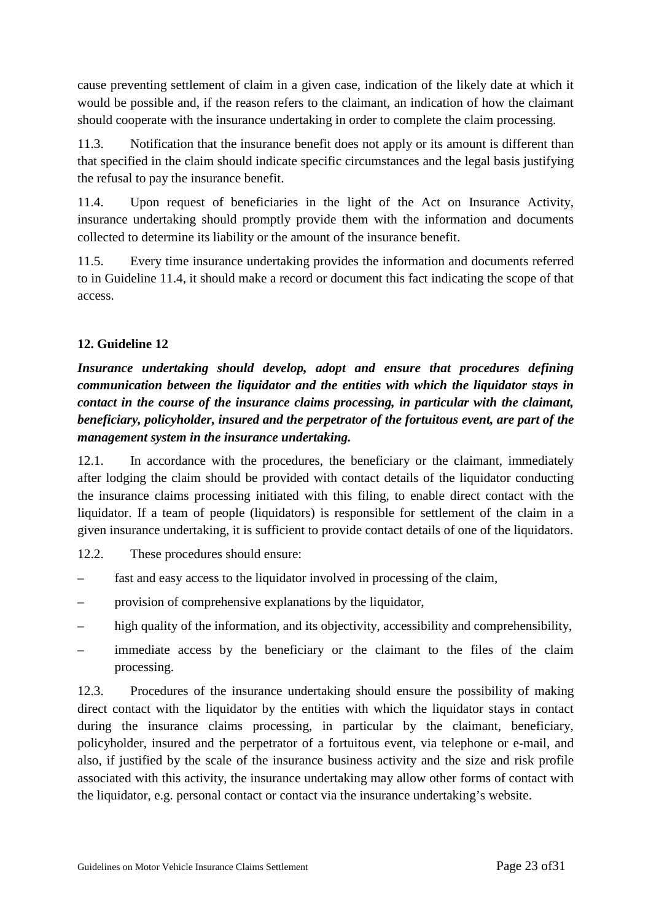cause preventing settlement of claim in a given case, indication of the likely date at which it would be possible and, if the reason refers to the claimant, an indication of how the claimant should cooperate with the insurance undertaking in order to complete the claim processing.

11.3. Notification that the insurance benefit does not apply or its amount is different than that specified in the claim should indicate specific circumstances and the legal basis justifying the refusal to pay the insurance benefit.

11.4. Upon request of beneficiaries in the light of the Act on Insurance Activity, insurance undertaking should promptly provide them with the information and documents collected to determine its liability or the amount of the insurance benefit.

11.5. Every time insurance undertaking provides the information and documents referred to in Guideline 11.4, it should make a record or document this fact indicating the scope of that access.

## 12. Guideline 12

***Insurance undertaking should develop, adopt and ensure that procedures defining communication between the liquidator and the entities with which the liquidator stays in contact in the course of the insurance claims processing, in particular with the claimant, beneficiary, policyholder, insured and the perpetrator of the fortuitous event, are part of the management system in the insurance undertaking.***

12.1. In accordance with the procedures, the beneficiary or the claimant, immediately after lodging the claim should be provided with contact details of the liquidator conducting the insurance claims processing initiated with this filing, to enable direct contact with the liquidator. If a team of people (liquidators) is responsible for settlement of the claim in a given insurance undertaking, it is sufficient to provide contact details of one of the liquidators.

12.2. These procedures should ensure:

- fast and easy access to the liquidator involved in processing of the claim,
- provision of comprehensive explanations by the liquidator,
- high quality of the information, and its objectivity, accessibility and comprehensibility,
- immediate access by the beneficiary or the claimant to the files of the claim processing.

12.3. Procedures of the insurance undertaking should ensure the possibility of making direct contact with the liquidator by the entities with which the liquidator stays in contact during the insurance claims processing, in particular by the claimant, beneficiary, policyholder, insured and the perpetrator of a fortuitous event, via telephone or e-mail, and also, if justified by the scale of the insurance business activity and the size and risk profile associated with this activity, the insurance undertaking may allow other forms of contact with the liquidator, e.g. personal contact or contact via the insurance undertaking's website.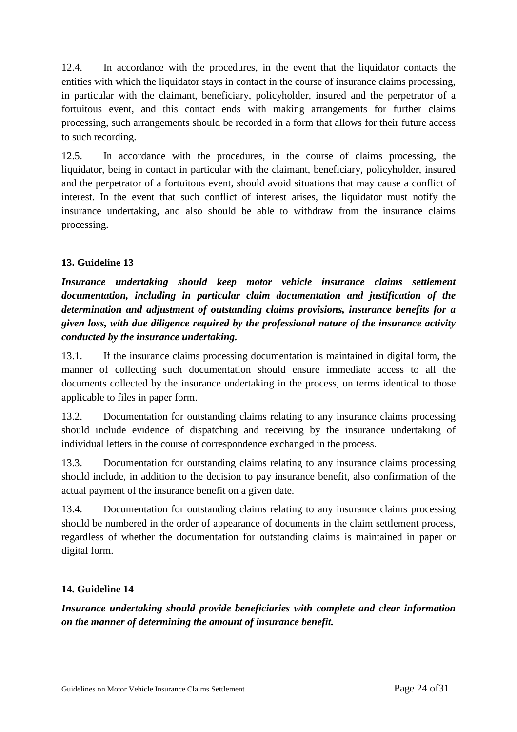12.4. In accordance with the procedures, in the event that the liquidator contacts the entities with which the liquidator stays in contact in the course of insurance claims processing, in particular with the claimant, beneficiary, policyholder, insured and the perpetrator of a fortuitous event, and this contact ends with making arrangements for further claims processing, such arrangements should be recorded in a form that allows for their future access to such recording.

12.5. In accordance with the procedures, in the course of claims processing, the liquidator, being in contact in particular with the claimant, beneficiary, policyholder, insured and the perpetrator of a fortuitous event, should avoid situations that may cause a conflict of interest. In the event that such conflict of interest arises, the liquidator must notify the insurance undertaking, and also should be able to withdraw from the insurance claims processing.

### 13. Guideline 13

***Insurance undertaking should keep motor vehicle insurance claims settlement documentation, including in particular claim documentation and justification of the determination and adjustment of outstanding claims provisions, insurance benefits for a given loss, with due diligence required by the professional nature of the insurance activity conducted by the insurance undertaking.***

13.1. If the insurance claims processing documentation is maintained in digital form, the manner of collecting such documentation should ensure immediate access to all the documents collected by the insurance undertaking in the process, on terms identical to those applicable to files in paper form.

13.2. Documentation for outstanding claims relating to any insurance claims processing should include evidence of dispatching and receiving by the insurance undertaking of individual letters in the course of correspondence exchanged in the process.

13.3. Documentation for outstanding claims relating to any insurance claims processing should include, in addition to the decision to pay insurance benefit, also confirmation of the actual payment of the insurance benefit on a given date.

13.4. Documentation for outstanding claims relating to any insurance claims processing should be numbered in the order of appearance of documents in the claim settlement process, regardless of whether the documentation for outstanding claims is maintained in paper or digital form.

### 14. Guideline 14

***Insurance undertaking should provide beneficiaries with complete and clear information on the manner of determining the amount of insurance benefit.***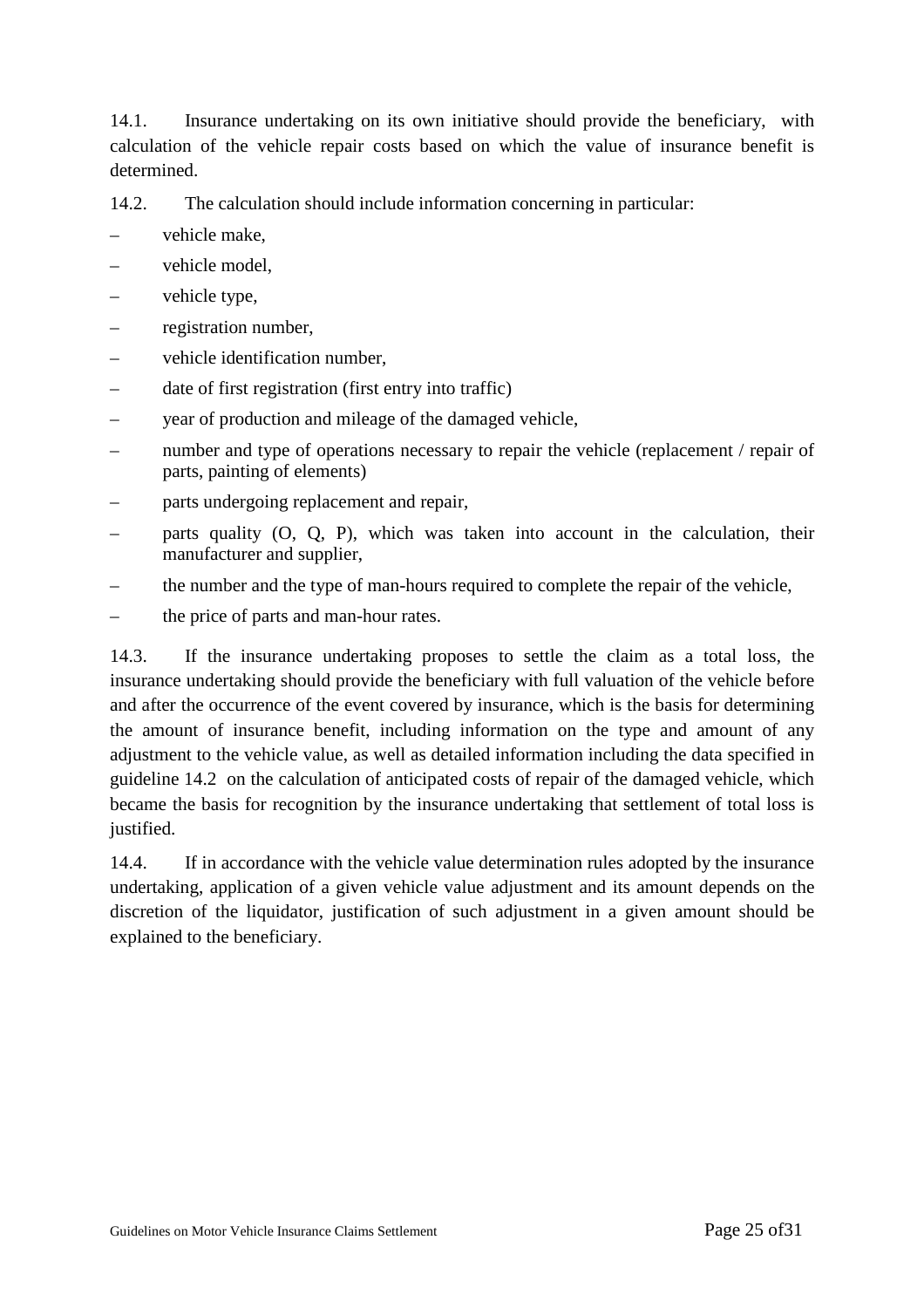14.1. Insurance undertaking on its own initiative should provide the beneficiary, with calculation of the vehicle repair costs based on which the value of insurance benefit is determined.

14.2. The calculation should include information concerning in particular:

- vehicle make,
- vehicle model,
- vehicle type,
- registration number,
- vehicle identification number,
- date of first registration (first entry into traffic)
- year of production and mileage of the damaged vehicle,
- number and type of operations necessary to repair the vehicle (replacement / repair of parts, painting of elements)
- parts undergoing replacement and repair,
- parts quality (O, Q, P), which was taken into account in the calculation, their manufacturer and supplier,
- the number and the type of man-hours required to complete the repair of the vehicle,
- the price of parts and man-hour rates.

14.3. If the insurance undertaking proposes to settle the claim as a total loss, the insurance undertaking should provide the beneficiary with full valuation of the vehicle before and after the occurrence of the event covered by insurance, which is the basis for determining the amount of insurance benefit, including information on the type and amount of any adjustment to the vehicle value, as well as detailed information including the data specified in guideline 14.2 on the calculation of anticipated costs of repair of the damaged vehicle, which became the basis for recognition by the insurance undertaking that settlement of total loss is justified.

14.4. If in accordance with the vehicle value determination rules adopted by the insurance undertaking, application of a given vehicle value adjustment and its amount depends on the discretion of the liquidator, justification of such adjustment in a given amount should be explained to the beneficiary.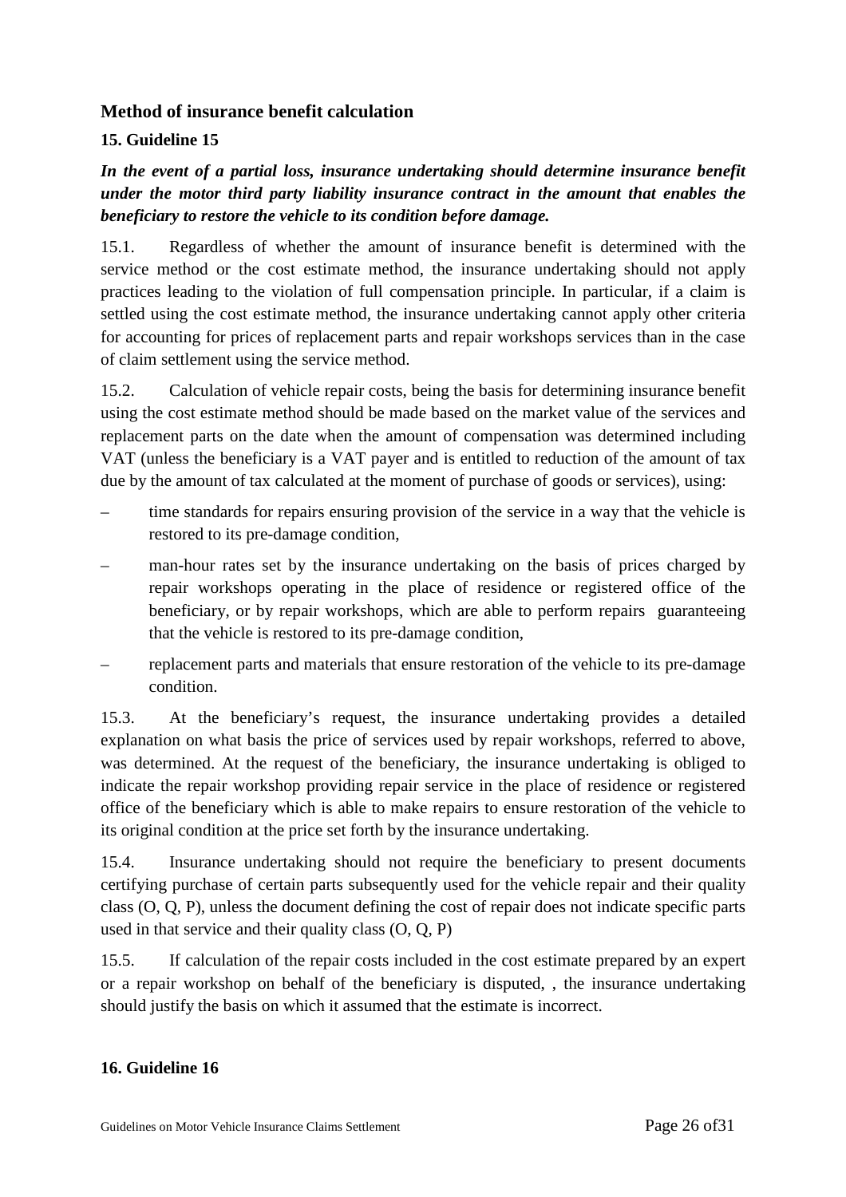## Method of insurance benefit calculation

### 15. Guideline 15

***In the event of a partial loss, insurance undertaking should determine insurance benefit under the motor third party liability insurance contract in the amount that enables the beneficiary to restore the vehicle to its condition before damage.***

15.1. Regardless of whether the amount of insurance benefit is determined with the service method or the cost estimate method, the insurance undertaking should not apply practices leading to the violation of full compensation principle. In particular, if a claim is settled using the cost estimate method, the insurance undertaking cannot apply other criteria for accounting for prices of replacement parts and repair workshops services than in the case of claim settlement using the service method.

15.2. Calculation of vehicle repair costs, being the basis for determining insurance benefit using the cost estimate method should be made based on the market value of the services and replacement parts on the date when the amount of compensation was determined including VAT (unless the beneficiary is a VAT payer and is entitled to reduction of the amount of tax due by the amount of tax calculated at the moment of purchase of goods or services), using:

- time standards for repairs ensuring provision of the service in a way that the vehicle is restored to its pre-damage condition,
- man-hour rates set by the insurance undertaking on the basis of prices charged by repair workshops operating in the place of residence or registered office of the beneficiary, or by repair workshops, which are able to perform repairs guaranteeing that the vehicle is restored to its pre-damage condition,
- replacement parts and materials that ensure restoration of the vehicle to its pre-damage condition.

15.3. At the beneficiary's request, the insurance undertaking provides a detailed explanation on what basis the price of services used by repair workshops, referred to above, was determined. At the request of the beneficiary, the insurance undertaking is obliged to indicate the repair workshop providing repair service in the place of residence or registered office of the beneficiary which is able to make repairs to ensure restoration of the vehicle to its original condition at the price set forth by the insurance undertaking.

15.4. Insurance undertaking should not require the beneficiary to present documents certifying purchase of certain parts subsequently used for the vehicle repair and their quality class (O, Q, P), unless the document defining the cost of repair does not indicate specific parts used in that service and their quality class (O, Q, P)

15.5. If calculation of the repair costs included in the cost estimate prepared by an expert or a repair workshop on behalf of the beneficiary is disputed, , the insurance undertaking should justify the basis on which it assumed that the estimate is incorrect.

### 16. Guideline 16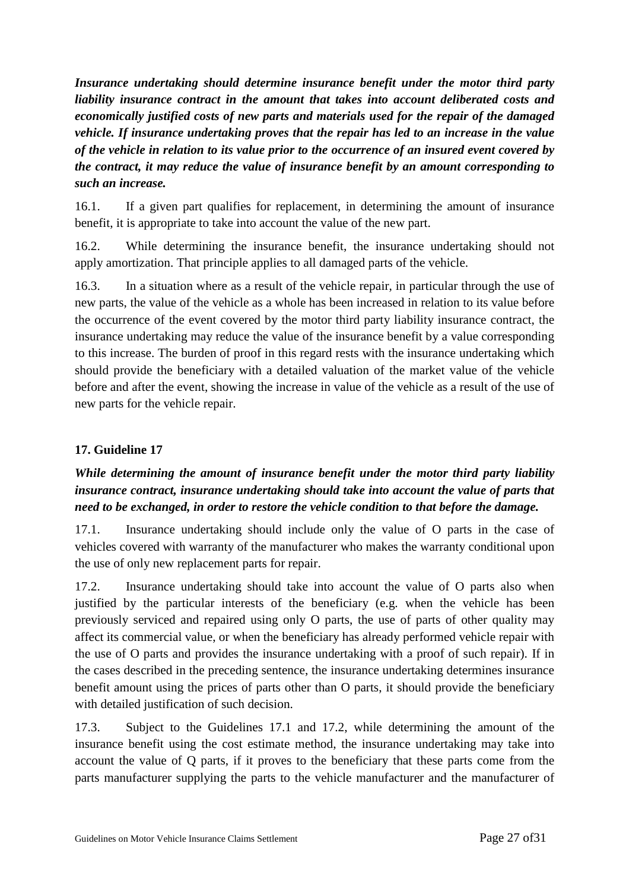***Insurance undertaking should determine insurance benefit under the motor third party liability insurance contract in the amount that takes into account deliberated costs and economically justified costs of new parts and materials used for the repair of the damaged vehicle. If insurance undertaking proves that the repair has led to an increase in the value of the vehicle in relation to its value prior to the occurrence of an insured event covered by the contract, it may reduce the value of insurance benefit by an amount corresponding to such an increase.***

16.1. If a given part qualifies for replacement, in determining the amount of insurance benefit, it is appropriate to take into account the value of the new part.

16.2. While determining the insurance benefit, the insurance undertaking should not apply amortization. That principle applies to all damaged parts of the vehicle.

16.3. In a situation where as a result of the vehicle repair, in particular through the use of new parts, the value of the vehicle as a whole has been increased in relation to its value before the occurrence of the event covered by the motor third party liability insurance contract, the insurance undertaking may reduce the value of the insurance benefit by a value corresponding to this increase. The burden of proof in this regard rests with the insurance undertaking which should provide the beneficiary with a detailed valuation of the market value of the vehicle before and after the event, showing the increase in value of the vehicle as a result of the use of new parts for the vehicle repair.

## 17. Guideline 17

***While determining the amount of insurance benefit under the motor third party liability insurance contract, insurance undertaking should take into account the value of parts that need to be exchanged, in order to restore the vehicle condition to that before the damage.***

17.1. Insurance undertaking should include only the value of O parts in the case of vehicles covered with warranty of the manufacturer who makes the warranty conditional upon the use of only new replacement parts for repair.

17.2. Insurance undertaking should take into account the value of O parts also when justified by the particular interests of the beneficiary (e.g. when the vehicle has been previously serviced and repaired using only O parts, the use of parts of other quality may affect its commercial value, or when the beneficiary has already performed vehicle repair with the use of O parts and provides the insurance undertaking with a proof of such repair). If in the cases described in the preceding sentence, the insurance undertaking determines insurance benefit amount using the prices of parts other than O parts, it should provide the beneficiary with detailed justification of such decision.

17.3. Subject to the Guidelines 17.1 and 17.2, while determining the amount of the insurance benefit using the cost estimate method, the insurance undertaking may take into account the value of Q parts, if it proves to the beneficiary that these parts come from the parts manufacturer supplying the parts to the vehicle manufacturer and the manufacturer of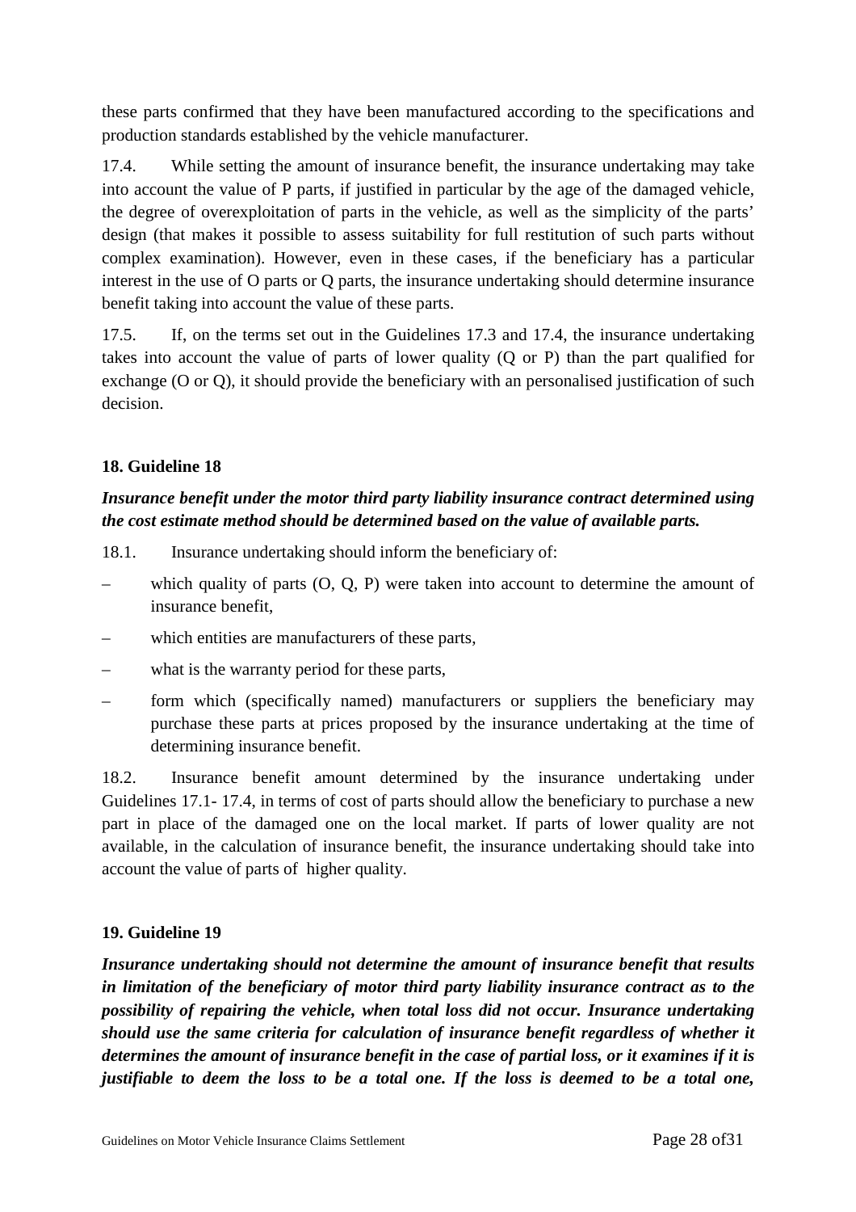these parts confirmed that they have been manufactured according to the specifications and production standards established by the vehicle manufacturer.

17.4. While setting the amount of insurance benefit, the insurance undertaking may take into account the value of P parts, if justified in particular by the age of the damaged vehicle, the degree of overexploitation of parts in the vehicle, as well as the simplicity of the parts' design (that makes it possible to assess suitability for full restitution of such parts without complex examination). However, even in these cases, if the beneficiary has a particular interest in the use of O parts or Q parts, the insurance undertaking should determine insurance benefit taking into account the value of these parts.

17.5. If, on the terms set out in the Guidelines 17.3 and 17.4, the insurance undertaking takes into account the value of parts of lower quality (Q or P) than the part qualified for exchange (O or Q), it should provide the beneficiary with an personalised justification of such decision.

## 18. Guideline 18

***Insurance benefit under the motor third party liability insurance contract determined using the cost estimate method should be determined based on the value of available parts.***

18.1. Insurance undertaking should inform the beneficiary of:

– which quality of parts (O, Q, P) were taken into account to determine the amount of insurance benefit,

– which entities are manufacturers of these parts,

– what is the warranty period for these parts,

– form which (specifically named) manufacturers or suppliers the beneficiary may purchase these parts at prices proposed by the insurance undertaking at the time of determining insurance benefit.

18.2. Insurance benefit amount determined by the insurance undertaking under Guidelines 17.1- 17.4, in terms of cost of parts should allow the beneficiary to purchase a new part in place of the damaged one on the local market. If parts of lower quality are not available, in the calculation of insurance benefit, the insurance undertaking should take into account the value of parts of higher quality.

## 19. Guideline 19

***Insurance undertaking should not determine the amount of insurance benefit that results in limitation of the beneficiary of motor third party liability insurance contract as to the possibility of repairing the vehicle, when total loss did not occur. Insurance undertaking should use the same criteria for calculation of insurance benefit regardless of whether it determines the amount of insurance benefit in the case of partial loss, or it examines if it is justifiable to deem the loss to be a total one. If the loss is deemed to be a total one,***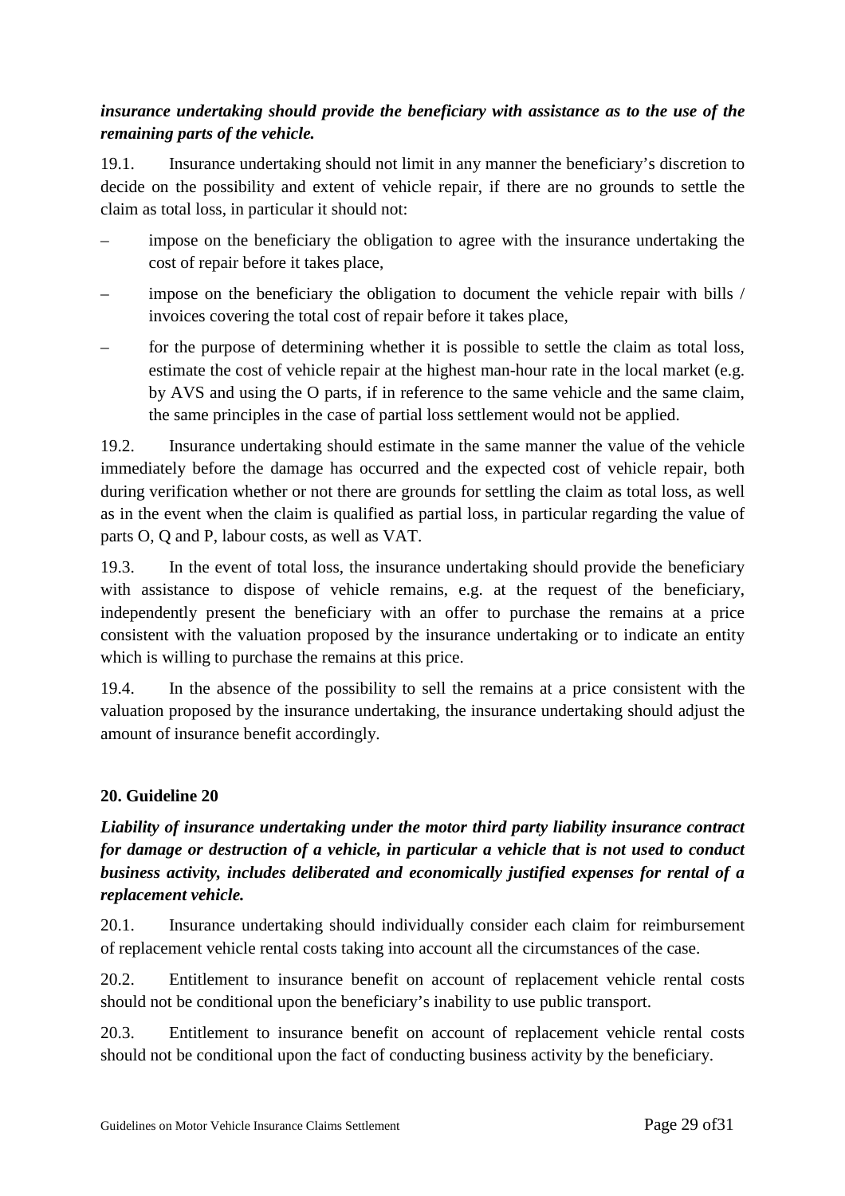***insurance undertaking should provide the beneficiary with assistance as to the use of the remaining parts of the vehicle.***

19.1. Insurance undertaking should not limit in any manner the beneficiary's discretion to decide on the possibility and extent of vehicle repair, if there are no grounds to settle the claim as total loss, in particular it should not:

- impose on the beneficiary the obligation to agree with the insurance undertaking the cost of repair before it takes place,
- impose on the beneficiary the obligation to document the vehicle repair with bills / invoices covering the total cost of repair before it takes place,
- for the purpose of determining whether it is possible to settle the claim as total loss, estimate the cost of vehicle repair at the highest man-hour rate in the local market (e.g. by AVS and using the O parts, if in reference to the same vehicle and the same claim, the same principles in the case of partial loss settlement would not be applied.

19.2. Insurance undertaking should estimate in the same manner the value of the vehicle immediately before the damage has occurred and the expected cost of vehicle repair, both during verification whether or not there are grounds for settling the claim as total loss, as well as in the event when the claim is qualified as partial loss, in particular regarding the value of parts O, Q and P, labour costs, as well as VAT.

19.3. In the event of total loss, the insurance undertaking should provide the beneficiary with assistance to dispose of vehicle remains, e.g. at the request of the beneficiary, independently present the beneficiary with an offer to purchase the remains at a price consistent with the valuation proposed by the insurance undertaking or to indicate an entity which is willing to purchase the remains at this price.

19.4. In the absence of the possibility to sell the remains at a price consistent with the valuation proposed by the insurance undertaking, the insurance undertaking should adjust the amount of insurance benefit accordingly.

## 20. Guideline 20

***Liability of insurance undertaking under the motor third party liability insurance contract for damage or destruction of a vehicle, in particular a vehicle that is not used to conduct business activity, includes deliberated and economically justified expenses for rental of a replacement vehicle.***

20.1. Insurance undertaking should individually consider each claim for reimbursement of replacement vehicle rental costs taking into account all the circumstances of the case.

20.2. Entitlement to insurance benefit on account of replacement vehicle rental costs should not be conditional upon the beneficiary's inability to use public transport.

20.3. Entitlement to insurance benefit on account of replacement vehicle rental costs should not be conditional upon the fact of conducting business activity by the beneficiary.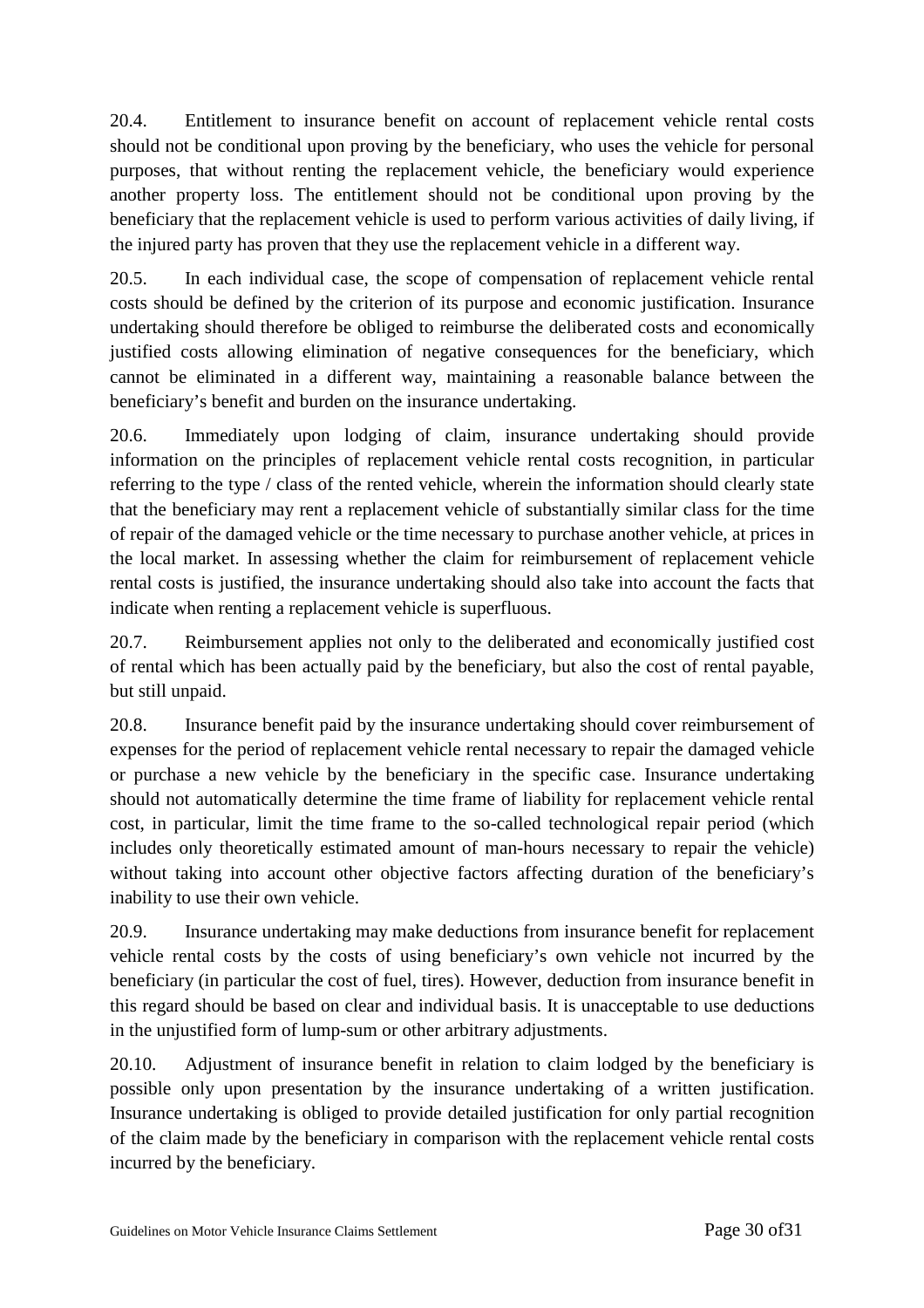20.4. Entitlement to insurance benefit on account of replacement vehicle rental costs should not be conditional upon proving by the beneficiary, who uses the vehicle for personal purposes, that without renting the replacement vehicle, the beneficiary would experience another property loss. The entitlement should not be conditional upon proving by the beneficiary that the replacement vehicle is used to perform various activities of daily living, if the injured party has proven that they use the replacement vehicle in a different way.

20.5. In each individual case, the scope of compensation of replacement vehicle rental costs should be defined by the criterion of its purpose and economic justification. Insurance undertaking should therefore be obliged to reimburse the deliberated costs and economically justified costs allowing elimination of negative consequences for the beneficiary, which cannot be eliminated in a different way, maintaining a reasonable balance between the beneficiary's benefit and burden on the insurance undertaking.

20.6. Immediately upon lodging of claim, insurance undertaking should provide information on the principles of replacement vehicle rental costs recognition, in particular referring to the type / class of the rented vehicle, wherein the information should clearly state that the beneficiary may rent a replacement vehicle of substantially similar class for the time of repair of the damaged vehicle or the time necessary to purchase another vehicle, at prices in the local market. In assessing whether the claim for reimbursement of replacement vehicle rental costs is justified, the insurance undertaking should also take into account the facts that indicate when renting a replacement vehicle is superfluous.

20.7. Reimbursement applies not only to the deliberated and economically justified cost of rental which has been actually paid by the beneficiary, but also the cost of rental payable, but still unpaid.

20.8. Insurance benefit paid by the insurance undertaking should cover reimbursement of expenses for the period of replacement vehicle rental necessary to repair the damaged vehicle or purchase a new vehicle by the beneficiary in the specific case. Insurance undertaking should not automatically determine the time frame of liability for replacement vehicle rental cost, in particular, limit the time frame to the so-called technological repair period (which includes only theoretically estimated amount of man-hours necessary to repair the vehicle) without taking into account other objective factors affecting duration of the beneficiary's inability to use their own vehicle.

20.9. Insurance undertaking may make deductions from insurance benefit for replacement vehicle rental costs by the costs of using beneficiary's own vehicle not incurred by the beneficiary (in particular the cost of fuel, tires). However, deduction from insurance benefit in this regard should be based on clear and individual basis. It is unacceptable to use deductions in the unjustified form of lump-sum or other arbitrary adjustments.

20.10. Adjustment of insurance benefit in relation to claim lodged by the beneficiary is possible only upon presentation by the insurance undertaking of a written justification. Insurance undertaking is obliged to provide detailed justification for only partial recognition of the claim made by the beneficiary in comparison with the replacement vehicle rental costs incurred by the beneficiary.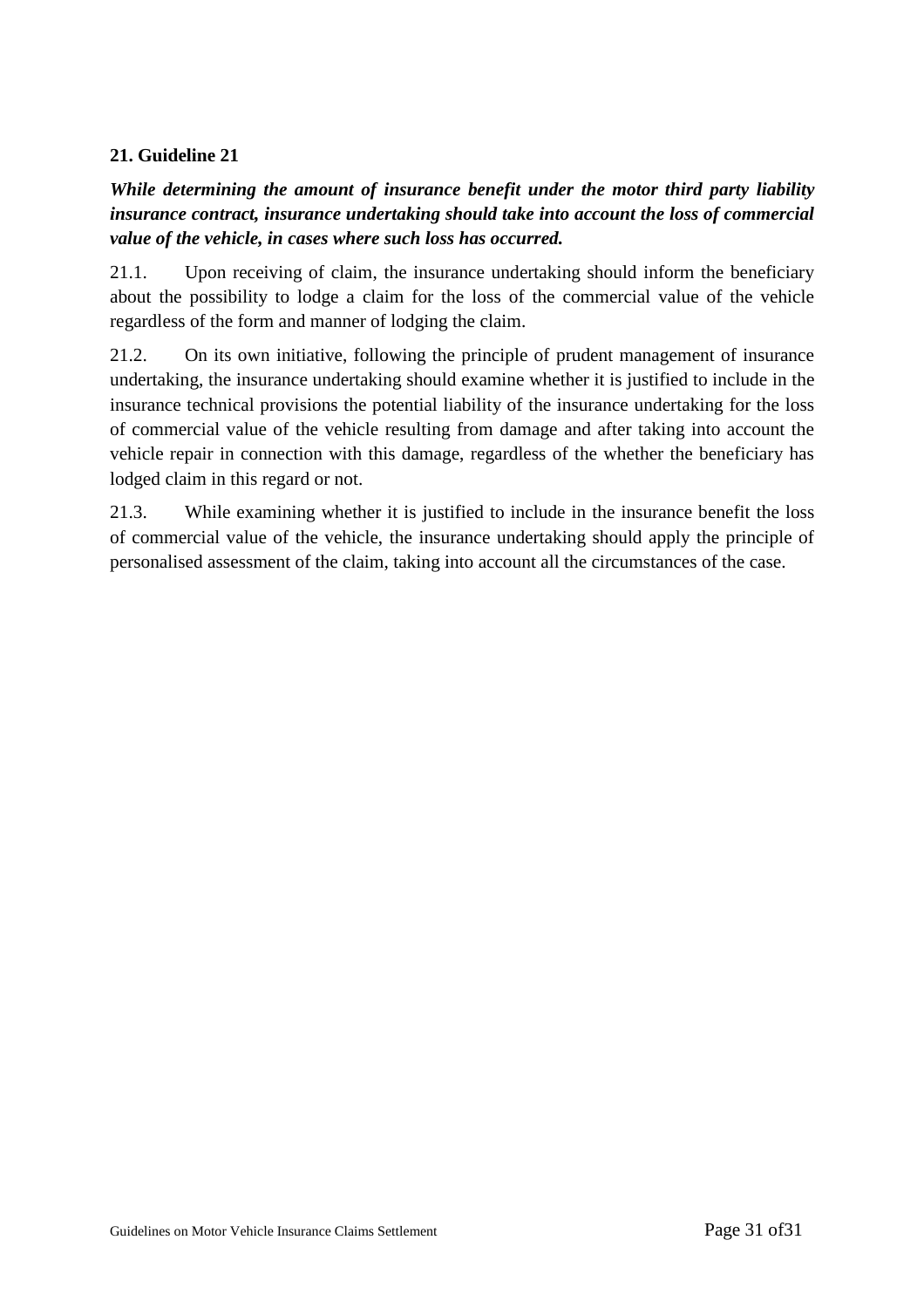## 21. Guideline 21

***While determining the amount of insurance benefit under the motor third party liability insurance contract, insurance undertaking should take into account the loss of commercial value of the vehicle, in cases where such loss has occurred.***

21.1. Upon receiving of claim, the insurance undertaking should inform the beneficiary about the possibility to lodge a claim for the loss of the commercial value of the vehicle regardless of the form and manner of lodging the claim.

21.2. On its own initiative, following the principle of prudent management of insurance undertaking, the insurance undertaking should examine whether it is justified to include in the insurance technical provisions the potential liability of the insurance undertaking for the loss of commercial value of the vehicle resulting from damage and after taking into account the vehicle repair in connection with this damage, regardless of the whether the beneficiary has lodged claim in this regard or not.

21.3. While examining whether it is justified to include in the insurance benefit the loss of commercial value of the vehicle, the insurance undertaking should apply the principle of personalised assessment of the claim, taking into account all the circumstances of the case.